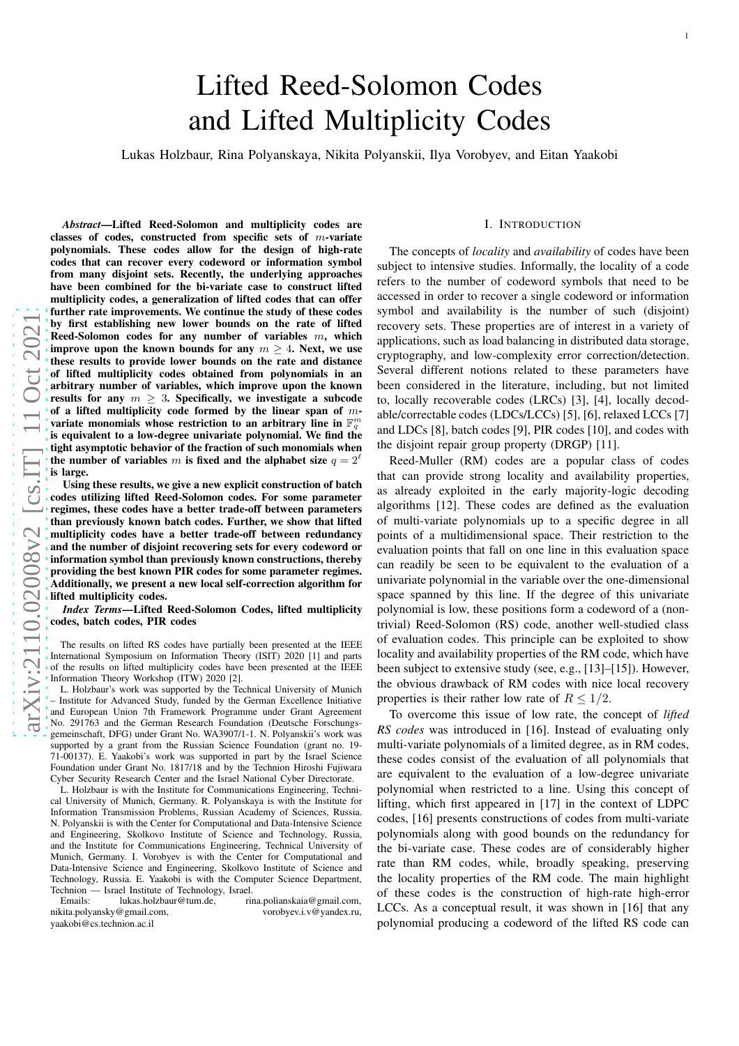# Lifted Reed-Solomon Codes and Lifted Multiplicity Codes

Lukas Holzbaur, Rina Polyanskaya, Nikita Polyanskii, Ilya Vorobyev, and Eitan Yaakobi

***Abstract*—Lifted Reed-Solomon and multiplicity codes are classes of codes, constructed from specific sets of $m$-variate polynomials. These codes allow for the design of high-rate codes that can recover every codeword or information symbol from many disjoint sets. Recently, the underlying approaches have been combined for the bi-variate case to construct lifted multiplicity codes, a generalization of lifted codes that can offer further rate improvements. We continue the study of these codes by first establishing new lower bounds on the rate of lifted Reed-Solomon codes for any number of variables $m$, which improve upon the known bounds for any $m \geq 4$. Next, we use these results to provide lower bounds on the rate and distance of lifted multiplicity codes obtained from polynomials in an arbitrary number of variables, which improve upon the known results for any $m \geq 3$. Specifically, we investigate a subcode of a lifted multiplicity code formed by the linear span of $m$-variate monomials whose restriction to an arbitrary line in $\mathbb{F}_q^m$ is equivalent to a low-degree univariate polynomial. We find the tight asymptotic behavior of the fraction of such monomials when the number of variables $m$ is fixed and the alphabet size $q = 2^\ell$ is large.**

**Using these results, we give a new explicit construction of batch codes utilizing lifted Reed-Solomon codes. For some parameter regimes, these codes have a better trade-off between parameters than previously known batch codes. Further, we show that lifted multiplicity codes have a better trade-off between redundancy and the number of disjoint recovering sets for every codeword or information symbol than previously known constructions, thereby providing the best known PIR codes for some parameter regimes. Additionally, we present a new local self-correction algorithm for lifted multiplicity codes.**

***Index Terms*—Lifted Reed-Solomon Codes, lifted multiplicity codes, batch codes, PIR codes**

The results on lifted RS codes have partially been presented at the IEEE International Symposium on Information Theory (ISIT) 2020 [1] and parts of the results on lifted multiplicity codes have been presented at the IEEE Information Theory Workshop (ITW) 2020 [2].

L. Holzbaur's work was supported by the Technical University of Munich – Institute for Advanced Study, funded by the German Excellence Initiative and European Union 7th Framework Programme under Grant Agreement No. 291763 and the German Research Foundation (Deutsche Forschungsgemeinschaft, DFG) under Grant No. WA3907/1-1. N. Polyanskii's work was supported by a grant from the Russian Science Foundation (grant no. 19-71-00137). E. Yaakobi's work was supported in part by the Israel Science Foundation under Grant No. 1817/18 and by the Technion Hiroshi Fujiwara Cyber Security Research Center and the Israel National Cyber Directorate.

L. Holzbaur is with the Institute for Communications Engineering, Technical University of Munich, Germany. R. Polyanskaya is with the Institute for Information Transmission Problems, Russian Academy of Sciences, Russia. N. Polyanskii is with the Center for Computational and Data-Intensive Science and Engineering, Skolkovo Institute of Science and Technology, Russia, and the Institute for Communications Engineering, Technical University of Munich, Germany. I. Vorobyev is with the Center for Computational and Data-Intensive Science and Engineering, Skolkovo Institute of Science and Technology, Russia. E. Yaakobi is with the Computer Science Department, Technion — Israel Institute of Technology, Israel.

Emails: lukas.holzbaur@tum.de, rina.polianskaia@gmail.com, nikita.polyansky@gmail.com, vorobyev.i.v@yandex.ru, yaakobi@cs.technion.ac.il

## I. Introduction

The concepts of *locality* and *availability* of codes have been subject to intensive studies. Informally, the locality of a code refers to the number of codeword symbols that need to be accessed in order to recover a single codeword or information symbol and availability is the number of such (disjoint) recovery sets. These properties are of interest in a variety of applications, such as load balancing in distributed data storage, cryptography, and low-complexity error correction/detection. Several different notions related to these parameters have been considered in the literature, including, but not limited to, locally recoverable codes (LRCs) [3], [4], locally decodable/correctable codes (LDCs/LCCs) [5], [6], relaxed LCCs [7] and LDCs [8], batch codes [9], PIR codes [10], and codes with the disjoint repair group property (DRGP) [11].

Reed-Muller (RM) codes are a popular class of codes that can provide strong locality and availability properties, as already exploited in the early majority-logic decoding algorithms [12]. These codes are defined as the evaluation of multi-variate polynomials up to a specific degree in all points of a multidimensional space. Their restriction to the evaluation points that fall on one line in this evaluation space can readily be seen to be equivalent to the evaluation of a univariate polynomial in the variable over the one-dimensional space spanned by this line. If the degree of this univariate polynomial is low, these positions form a codeword of a (non-trivial) Reed-Solomon (RS) code, another well-studied class of evaluation codes. This principle can be exploited to show locality and availability properties of the RM code, which have been subject to extensive study (see, e.g., [13]–[15]). However, the obvious drawback of RM codes with nice local recovery properties is their rather low rate of $R \leq 1/2$.

To overcome this issue of low rate, the concept of *lifted RS codes* was introduced in [16]. Instead of evaluating only multi-variate polynomials of a limited degree, as in RM codes, these codes consist of the evaluation of all polynomials that are equivalent to the evaluation of a low-degree univariate polynomial when restricted to a line. Using this concept of lifting, which first appeared in [17] in the context of LDPC codes, [16] presents constructions of codes from multi-variate polynomials along with good bounds on the redundancy for the bi-variate case. These codes are of considerably higher rate than RM codes, while, broadly speaking, preserving the locality properties of the RM code. The main highlight of these codes is the construction of high-rate high-error LCCs. As a conceptual result, it was shown in [16] that any polynomial producing a codeword of the lifted RS code can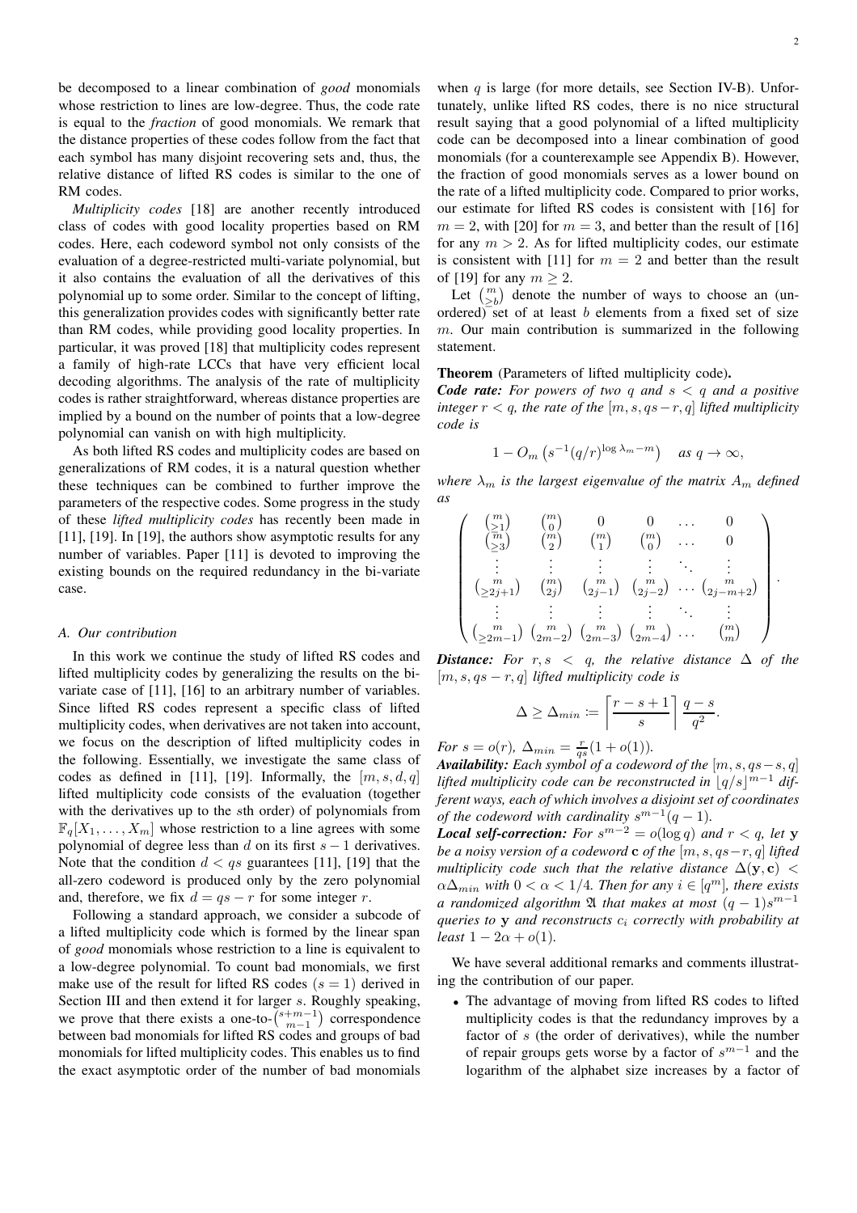be decomposed to a linear combination of *good* monomials whose restriction to lines are low-degree. Thus, the code rate is equal to the *fraction* of good monomials. We remark that the distance properties of these codes follow from the fact that each symbol has many disjoint recovering sets and, thus, the relative distance of lifted RS codes is similar to the one of RM codes.

*Multiplicity codes* [18] are another recently introduced class of codes with good locality properties based on RM codes. Here, each codeword symbol not only consists of the evaluation of a degree-restricted multi-variate polynomial, but it also contains the evaluation of all the derivatives of this polynomial up to some order. Similar to the concept of lifting, this generalization provides codes with significantly better rate than RM codes, while providing good locality properties. In particular, it was proved [18] that multiplicity codes represent a family of high-rate LCCs that have very efficient local decoding algorithms. The analysis of the rate of multiplicity codes is rather straightforward, whereas distance properties are implied by a bound on the number of points that a low-degree polynomial can vanish on with high multiplicity.

As both lifted RS codes and multiplicity codes are based on generalizations of RM codes, it is a natural question whether these techniques can be combined to further improve the parameters of the respective codes. Some progress in the study of these *lifted multiplicity codes* has recently been made in [11], [19]. In [19], the authors show asymptotic results for any number of variables. Paper [11] is devoted to improving the existing bounds on the required redundancy in the bi-variate case.

### A. Our contribution

In this work we continue the study of lifted RS codes and lifted multiplicity codes by generalizing the results on the bi-variate case of [11], [16] to an arbitrary number of variables. Since lifted RS codes represent a specific class of lifted multiplicity codes, when derivatives are not taken into account, we focus on the description of lifted multiplicity codes in the following. Essentially, we investigate the same class of codes as defined in [11], [19]. Informally, the $[m, s, d, q]$ lifted multiplicity code consists of the evaluation (together with the derivatives up to the $s$th order) of polynomials from $\mathbb{F}_q[X_1, \ldots, X_m]$ whose restriction to a line agrees with some polynomial of degree less than $d$ on its first $s-1$ derivatives. Note that the condition $d < qs$ guarantees [11], [19] that the all-zero codeword is produced only by the zero polynomial and, therefore, we fix $d = qs - r$ for some integer $r$.

Following a standard approach, we consider a subcode of a lifted multiplicity code which is formed by the linear span of *good* monomials whose restriction to a line is equivalent to a low-degree polynomial. To count bad monomials, we first make use of the result for lifted RS codes $(s = 1)$ derived in Section III and then extend it for larger $s$. Roughly speaking, we prove that there exists a one-to-$\binom{s+m-1}{m-1}$ correspondence between bad monomials for lifted RS codes and groups of bad monomials for lifted multiplicity codes. This enables us to find the exact asymptotic order of the number of bad monomials when $q$ is large (for more details, see Section IV-B). Unfortunately, unlike lifted RS codes, there is no nice structural result saying that a good polynomial of a lifted multiplicity code can be decomposed into a linear combination of good monomials (for a counterexample see Appendix B). However, the fraction of good monomials serves as a lower bound on the rate of a lifted multiplicity code. Compared to prior works, our estimate for lifted RS codes is consistent with [16] for $m = 2$, with [20] for $m = 3$, and better than the result of [16] for any $m > 2$. As for lifted multiplicity codes, our estimate is consistent with [11] for $m = 2$ and better than the result of [19] for any $m \geq 2$.

Let $\binom{m}{\geq b}$ denote the number of ways to choose an (unordered) set of at least $b$ elements from a fixed set of size $m$. Our main contribution is summarized in the following statement.

**Theorem** (Parameters of lifted multiplicity code)**.**
***Code rate:*** *For powers of two $q$ and $s < q$ and a positive integer $r < q$, the rate of the $[m, s, qs-r, q]$ lifted multiplicity code is*

$$1 - O_m\left(s^{-1}(q/r)^{\log \lambda_m - m}\right) \quad \text{as } q \to \infty,$$

*where $\lambda_m$ is the largest eigenvalue of the matrix $A_m$ defined as*

$$\begin{pmatrix} \binom{m}{\geq 1} & \binom{m}{0} & 0 & 0 & \ldots & 0 \\ \binom{m}{\geq 3} & \binom{m}{2} & \binom{m}{1} & \binom{m}{0} & \ldots & 0 \\ \vdots & \vdots & \vdots & \vdots & \ddots & \vdots \\ \binom{m}{\geq 2j+1} & \binom{m}{2j} & \binom{m}{2j-1} & \binom{m}{2j-2} & \ldots & \binom{m}{2j-m+2} \\ \vdots & \vdots & \vdots & \vdots & \ddots & \vdots \\ \binom{m}{\geq 2m-1} & \binom{m}{2m-2} & \binom{m}{2m-3} & \binom{m}{2m-4} & \ldots & \binom{m}{m} \end{pmatrix}.$$

***Distance:*** *For $r, s < q$, the relative distance $\Delta$ of the $[m, s, qs-r, q]$ lifted multiplicity code is*

$$\Delta \geq \Delta_{min} := \left\lceil \frac{r-s+1}{s} \right\rceil \frac{q-s}{q^2}.$$

*For $s = o(r)$, $\Delta_{min} = \frac{r}{qs}(1 + o(1))$.*
***Availability:*** *Each symbol of a codeword of the $[m, s, qs-s, q]$ lifted multiplicity code can be reconstructed in $\lfloor q/s \rfloor^{m-1}$ different ways, each of which involves a disjoint set of coordinates of the codeword with cardinality $s^{m-1}(q-1)$.*
***Local self-correction:*** *For $s^{m-2} = o(\log q)$ and $r < q$, let $\mathbf{y}$ be a noisy version of a codeword $\mathbf{c}$ of the $[m, s, qs-r, q]$ lifted multiplicity code such that the relative distance $\Delta(\mathbf{y}, \mathbf{c}) < \alpha\Delta_{min}$ with $0 < \alpha < 1/4$. Then for any $i \in [q^m]$, there exists a randomized algorithm $\mathfrak{A}$ that makes at most $(q-1)s^{m-1}$ queries to $\mathbf{y}$ and reconstructs $c_i$ correctly with probability at least $1 - 2\alpha + o(1)$.*

We have several additional remarks and comments illustrating the contribution of our paper.

- The advantage of moving from lifted RS codes to lifted multiplicity codes is that the redundancy improves by a factor of $s$ (the order of derivatives), while the number of repair groups gets worse by a factor of $s^{m-1}$ and the logarithm of the alphabet size increases by a factor of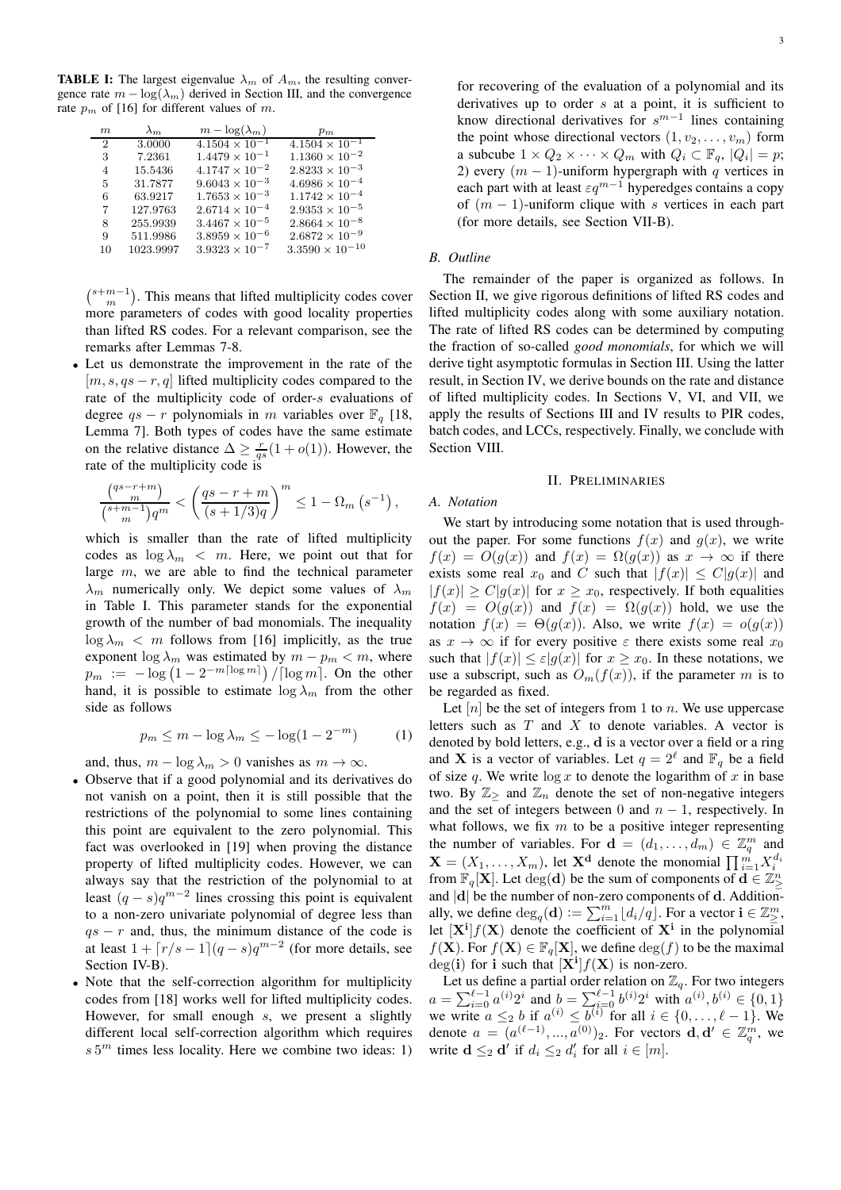**TABLE I:** The largest eigenvalue $\lambda_m$ of $A_m$, the resulting convergence rate $m - \log(\lambda_m)$ derived in Section III, and the convergence rate $p_m$ of [16] for different values of $m$.

| $m$ | $\lambda_m$ | $m - \log(\lambda_m)$ | $p_m$ |
|---|---|---|---|
| 2 | 3.0000 | $4.1504 \times 10^{-1}$ | $4.1504 \times 10^{-1}$ |
| 3 | 7.2361 | $1.4479 \times 10^{-1}$ | $1.1360 \times 10^{-2}$ |
| 4 | 15.5436 | $4.1747 \times 10^{-2}$ | $2.8233 \times 10^{-3}$ |
| 5 | 31.7877 | $9.6043 \times 10^{-3}$ | $4.6986 \times 10^{-4}$ |
| 6 | 63.9217 | $1.7653 \times 10^{-3}$ | $1.1742 \times 10^{-4}$ |
| 7 | 127.9763 | $2.6714 \times 10^{-4}$ | $2.9353 \times 10^{-5}$ |
| 8 | 255.9939 | $3.4467 \times 10^{-5}$ | $2.8664 \times 10^{-8}$ |
| 9 | 511.9986 | $3.8959 \times 10^{-6}$ | $2.6872 \times 10^{-9}$ |
| 10 | 1023.9997 | $3.9323 \times 10^{-7}$ | $3.3590 \times 10^{-10}$ |

$\binom{s+m-1}{m}$. This means that lifted multiplicity codes cover more parameters of codes with good locality properties than lifted RS codes. For a relevant comparison, see the remarks after Lemmas 7-8.

- Let us demonstrate the improvement in the rate of the $[m, s, qs-r, q]$ lifted multiplicity codes compared to the rate of the multiplicity code of order-$s$ evaluations of degree $qs - r$ polynomials in $m$ variables over $\mathbb{F}_q$ [18, Lemma 7]. Both types of codes have the same estimate on the relative distance $\Delta \geq \frac{r}{qs}(1 + o(1))$. However, the rate of the multiplicity code is

$$\frac{\binom{qs-r+m}{m}}{\binom{s+m-1}{m}q^m} < \left(\frac{qs-r+m}{(s+1/3)q}\right)^m \leq 1 - \Omega_m\left(s^{-1}\right),$$

which is smaller than the rate of lifted multiplicity codes as $\log \lambda_m < m$. Here, we point out that for large $m$, we are able to find the technical parameter $\lambda_m$ numerically only. We depict some values of $\lambda_m$ in Table I. This parameter stands for the exponential growth of the number of bad monomials. The inequality $\log \lambda_m < m$ follows from [16] implicitly, as the true exponent $\log \lambda_m$ was estimated by $m - p_m < m$, where $p_m := -\log\left(1 - 2^{-m\lceil \log m \rceil}\right)/\lceil \log m \rceil$. On the other hand, it is possible to estimate $\log \lambda_m$ from the other side as follows

$$p_m \leq m - \log \lambda_m \leq -\log(1 - 2^{-m}) \tag{1}$$

and, thus, $m - \log \lambda_m > 0$ vanishes as $m \to \infty$.

- Observe that if a good polynomial and its derivatives do not vanish on a point, then it is still possible that the restrictions of the polynomial to some lines containing this point are equivalent to the zero polynomial. This fact was overlooked in [19] when proving the distance property of lifted multiplicity codes. However, we can always say that the restriction of the polynomial to at least $(q-s)q^{m-2}$ lines crossing this point is equivalent to a non-zero univariate polynomial of degree less than $qs - r$ and, thus, the minimum distance of the code is at least $1 + \lceil r/s - 1 \rceil (q-s)q^{m-2}$ (for more details, see Section IV-B).
- Note that the self-correction algorithm for multiplicity codes from [18] works well for lifted multiplicity codes. However, for small enough $s$, we present a slightly different local self-correction algorithm which requires $s\,5^m$ times less locality. Here we combine two ideas: 1) for recovering of the evaluation of a polynomial and its derivatives up to order $s$ at a point, it is sufficient to know directional derivatives for $s^{m-1}$ lines containing the point whose directional vectors $(1, v_2, \ldots, v_m)$ form a subcube $1 \times Q_2 \times \cdots \times Q_m$ with $Q_i \subset \mathbb{F}_q$, $|Q_i| = p$; 2) every $(m-1)$-uniform hypergraph with $q$ vertices in each part with at least $\varepsilon q^{m-1}$ hyperedges contains a copy of $(m-1)$-uniform clique with $s$ vertices in each part (for more details, see Section VII-B).

### B. Outline

The remainder of the paper is organized as follows. In Section II, we give rigorous definitions of lifted RS codes and lifted multiplicity codes along with some auxiliary notation. The rate of lifted RS codes can be determined by computing the fraction of so-called *good monomials*, for which we will derive tight asymptotic formulas in Section III. Using the latter result, in Section IV, we derive bounds on the rate and distance of lifted multiplicity codes. In Sections V, VI, and VII, we apply the results of Sections III and IV results to PIR codes, batch codes, and LCCs, respectively. Finally, we conclude with Section VIII.

## II. Preliminaries

### A. Notation

We start by introducing some notation that is used throughout the paper. For some functions $f(x)$ and $g(x)$, we write $f(x) = O(g(x))$ and $f(x) = \Omega(g(x))$ as $x \to \infty$ if there exists some real $x_0$ and $C$ such that $|f(x)| \leq C|g(x)|$ and $|f(x)| \geq C|g(x)|$ for $x \geq x_0$, respectively. If both equalities $f(x) = O(g(x))$ and $f(x) = \Omega(g(x))$ hold, we use the notation $f(x) = \Theta(g(x))$. Also, we write $f(x) = o(g(x))$ as $x \to \infty$ if for every positive $\varepsilon$ there exists some real $x_0$ such that $|f(x)| \leq \varepsilon|g(x)|$ for $x \geq x_0$. In these notations, we use a subscript, such as $O_m(f(x))$, if the parameter $m$ is to be regarded as fixed.

Let $[n]$ be the set of integers from 1 to $n$. We use uppercase letters such as $T$ and $X$ to denote variables. A vector is denoted by bold letters, e.g., $\mathbf{d}$ is a vector over a field or a ring and $\mathbf{X}$ is a vector of variables. Let $q = 2^\ell$ and $\mathbb{F}_q$ be a field of size $q$. We write $\log x$ to denote the logarithm of $x$ in base two. By $\mathbb{Z}_\geq$ and $\mathbb{Z}_n$ denote the set of non-negative integers and the set of integers between 0 and $n-1$, respectively. In what follows, we fix $m$ to be a positive integer representing the number of variables. For $\mathbf{d} = (d_1, \ldots, d_m) \in \mathbb{Z}_q^m$ and $\mathbf{X} = (X_1, \ldots, X_m)$, let $\mathbf{X}^\mathbf{d}$ denote the monomial $\prod_{i=1}^m X_i^{d_i}$ from $\mathbb{F}_q[\mathbf{X}]$. Let $\deg(\mathbf{d})$ be the sum of components of $\mathbf{d} \in \mathbb{Z}_\geq^n$ and $|\mathbf{d}|$ be the number of non-zero components of $\mathbf{d}$. Additionally, we define $\deg_q(\mathbf{d}) := \sum_{i=1}^m \lfloor d_i/q \rfloor$. For a vector $\mathbf{i} \in \mathbb{Z}_\geq^m$, let $[\mathbf{X}^\mathbf{i}]f(\mathbf{X})$ denote the coefficient of $\mathbf{X}^\mathbf{i}$ in the polynomial $f(\mathbf{X})$. For $f(\mathbf{X}) \in \mathbb{F}_q[\mathbf{X}]$, we define $\deg(f)$ to be the maximal $\deg(\mathbf{i})$ for $\mathbf{i}$ such that $[\mathbf{X}^\mathbf{i}]f(\mathbf{X})$ is non-zero.

Let us define a partial order relation on $\mathbb{Z}_q$. For two integers $a = \sum_{i=0}^{\ell-1} a^{(i)} 2^i$ and $b = \sum_{i=0}^{\ell-1} b^{(i)} 2^i$ with $a^{(i)}, b^{(i)} \in \{0, 1\}$ we write $a \leq_2 b$ if $a^{(i)} \leq b^{(i)}$ for all $i \in \{0, \ldots, \ell-1\}$. We denote $a = (a^{(\ell-1)}, \ldots, a^{(0)})_2$. For vectors $\mathbf{d}, \mathbf{d}' \in \mathbb{Z}_q^m$, we write $\mathbf{d} \leq_2 \mathbf{d}'$ if $d_i \leq_2 d'_i$ for all $i \in [m]$.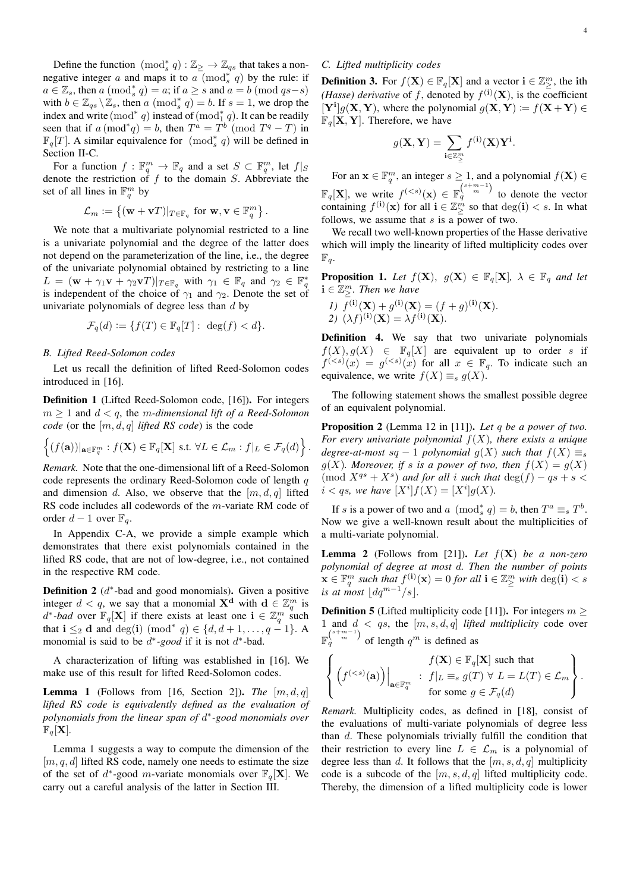Define the function $(\bmod_s^* q) : \mathbb{Z}_{\geq} \to \mathbb{Z}_{qs}$ that takes a non-negative integer $a$ and maps it to $a \ (\bmod_s^* q)$ by the rule: if $a \in \mathbb{Z}_s$, then $a \ (\bmod_s^* q) = a$; if $a \geq s$ and $a = b \ (\bmod\ qs - s)$ with $b \in \mathbb{Z}_{qs} \setminus \mathbb{Z}_s$, then $a \ (\bmod_s^* q) = b$. If $s = 1$, we drop the index and write $(\bmod^* q)$ instead of $(\bmod_1^* q)$. It can be readily seen that if $a \ (\bmod^* q) = b$, then $T^a = T^b \ (\bmod\ T^q - T)$ in $\mathbb{F}_q[T]$. A similar equivalence for $(\bmod_s^* q)$ will be defined in Section II-C.

For a function $f : \mathbb{F}_q^m \to \mathbb{F}_q$ and a set $S \subset \mathbb{F}_q^m$, let $f|_S$ denote the restriction of $f$ to the domain $S$. Abbreviate the set of all lines in $\mathbb{F}_q^m$ by

$$\mathcal{L}_m := \left\{ (\mathbf{w} + \mathbf{v}T)|_{T \in \mathbb{F}_q} \text{ for } \mathbf{w}, \mathbf{v} \in \mathbb{F}_q^m \right\}.$$

We note that a multivariate polynomial restricted to a line is a univariate polynomial and the degree of the latter does not depend on the parameterization of the line, i.e., the degree of the univariate polynomial obtained by restricting to a line $L = (\mathbf{w} + \gamma_1 \mathbf{v} + \gamma_2 \mathbf{v}T)|_{T \in \mathbb{F}_q}$ with $\gamma_1 \in \mathbb{F}_q$ and $\gamma_2 \in \mathbb{F}_q^*$ is independent of the choice of $\gamma_1$ and $\gamma_2$. Denote the set of univariate polynomials of degree less than $d$ by

$$\mathcal{F}_q(d) := \{ f(T) \in \mathbb{F}_q[T] : \ \deg(f) < d \}.$$

### B. Lifted Reed-Solomon codes

Let us recall the definition of lifted Reed-Solomon codes introduced in [16].

**Definition 1** (Lifted Reed-Solomon code, [16])**.** For integers $m \geq 1$ and $d < q$, the *$m$-dimensional lift of a Reed-Solomon code* (or the *$[m, d, q]$ lifted RS code*) is the code

$$\left\{ (f(\mathbf{a}))|_{\mathbf{a} \in \mathbb{F}_q^m} : f(\mathbf{X}) \in \mathbb{F}_q[\mathbf{X}] \text{ s.t. } \forall L \in \mathcal{L}_m : f|_L \in \mathcal{F}_q(d) \right\}.$$

*Remark.* Note that the one-dimensional lift of a Reed-Solomon code represents the ordinary Reed-Solomon code of length $q$ and dimension $d$. Also, we observe that the $[m, d, q]$ lifted RS code includes all codewords of the $m$-variate RM code of order $d - 1$ over $\mathbb{F}_q$.

In Appendix C-A, we provide a simple example which demonstrates that there exist polynomials contained in the lifted RS code, that are not of low-degree, i.e., not contained in the respective RM code.

**Definition 2** ($d^*$-bad and good monomials)**.** Given a positive integer $d < q$, we say that a monomial $\mathbf{X}^{\mathbf{d}}$ with $\mathbf{d} \in \mathbb{Z}_q^m$ is *$d^*$-bad* over $\mathbb{F}_q[\mathbf{X}]$ if there exists at least one $\mathbf{i} \in \mathbb{Z}_q^m$ such that $\mathbf{i} \leq_2 \mathbf{d}$ and $\deg(\mathbf{i}) \ (\bmod^* q) \in \{d, d+1, \dots, q-1\}$. A monomial is said to be *$d^*$-good* if it is not $d^*$-bad.

A characterization of lifting was established in [16]. We make use of this result for lifted Reed-Solomon codes.

**Lemma 1** (Follows from [16, Section 2])**.** *The $[m, d, q]$ lifted RS code is equivalently defined as the evaluation of polynomials from the linear span of $d^*$-good monomials over $\mathbb{F}_q[\mathbf{X}]$.*

Lemma 1 suggests a way to compute the dimension of the $[m, q, d]$ lifted RS code, namely one needs to estimate the size of the set of $d^*$-good $m$-variate monomials over $\mathbb{F}_q[\mathbf{X}]$. We carry out a careful analysis of the latter in Section III.

### C. Lifted multiplicity codes

**Definition 3.** For $f(\mathbf{X}) \in \mathbb{F}_q[\mathbf{X}]$ and a vector $\mathbf{i} \in \mathbb{Z}_{\geq}^m$, the $\mathbf{i}$th *(Hasse) derivative* of $f$, denoted by $f^{(\mathbf{i})}(\mathbf{X})$, is the coefficient $[\mathbf{Y}^{\mathbf{i}}]g(\mathbf{X}, \mathbf{Y})$, where the polynomial $g(\mathbf{X}, \mathbf{Y}) := f(\mathbf{X} + \mathbf{Y}) \in \mathbb{F}_q[\mathbf{X}, \mathbf{Y}]$. Therefore, we have

$$g(\mathbf{X}, \mathbf{Y}) = \sum_{\mathbf{i} \in \mathbb{Z}_{\geq}^m} f^{(\mathbf{i})}(\mathbf{X}) \mathbf{Y}^{\mathbf{i}}.$$

For an $\mathbf{x} \in \mathbb{F}_q^m$, an integer $s \geq 1$, and a polynomial $f(\mathbf{X}) \in \mathbb{F}_q[\mathbf{X}]$, we write $f^{(<s)}(\mathbf{x}) \in \mathbb{F}_q^{\binom{s+m-1}{m}}$ to denote the vector containing $f^{(\mathbf{i})}(\mathbf{x})$ for all $\mathbf{i} \in \mathbb{Z}_{\geq}^m$ so that $\deg(\mathbf{i}) < s$. In what follows, we assume that $s$ is a power of two.

We recall two well-known properties of the Hasse derivative which will imply the linearity of lifted multiplicity codes over $\mathbb{F}_q$.

**Proposition 1.** *Let $f(\mathbf{X}),\ g(\mathbf{X}) \in \mathbb{F}_q[\mathbf{X}]$, $\lambda \in \mathbb{F}_q$ and let $\mathbf{i} \in \mathbb{Z}_{\geq}^m$. Then we have*

*1) $f^{(\mathbf{i})}(\mathbf{X}) + g^{(\mathbf{i})}(\mathbf{X}) = (f + g)^{(\mathbf{i})}(\mathbf{X})$.*
*2) $(\lambda f)^{(\mathbf{i})}(\mathbf{X}) = \lambda f^{(\mathbf{i})}(\mathbf{X})$.*

**Definition 4.** We say that two univariate polynomials $f(X), g(X) \in \mathbb{F}_q[X]$ are equivalent up to order $s$ if $f^{(<s)}(x) = g^{(<s)}(x)$ for all $x \in \mathbb{F}_q$. To indicate such an equivalence, we write $f(X) \equiv_s g(X)$.

The following statement shows the smallest possible degree of an equivalent polynomial.

**Proposition 2** (Lemma 12 in [11])**.** *Let $q$ be a power of two. For every univariate polynomial $f(X)$, there exists a unique degree-at-most $sq - 1$ polynomial $g(X)$ such that $f(X) \equiv_s g(X)$. Moreover, if $s$ is a power of two, then $f(X) = g(X)$ $(\bmod\ X^{qs} + X^s)$ and for all $i$ such that $\deg(f) - qs + s < i < qs$, we have $[X^i]f(X) = [X^i]g(X)$.*

If $s$ is a power of two and $a \ (\bmod_s^* q) = b$, then $T^a \equiv_s T^b$. Now we give a well-known result about the multiplicities of a multi-variate polynomial.

**Lemma 2** (Follows from [21])**.** *Let $f(\mathbf{X})$ be a non-zero polynomial of degree at most $d$. Then the number of points $\mathbf{x} \in \mathbb{F}_q^m$ such that $f^{(\mathbf{i})}(\mathbf{x}) = 0$ for all $\mathbf{i} \in \mathbb{Z}_{\geq}^m$ with $\deg(\mathbf{i}) < s$ is at most $\lfloor dq^{m-1}/s \rfloor$.*

**Definition 5** (Lifted multiplicity code [11])**.** For integers $m \geq 1$ and $d < qs$, the *$[m, s, d, q]$ lifted multiplicity* code over $\mathbb{F}_q^{\binom{s+m-1}{m}}$ of length $q^m$ is defined as

$$\left\{ \left( f^{(<s)}(\mathbf{a}) \right)\Big|_{\mathbf{a} \in \mathbb{F}_q^m} : \begin{array}{c} f(\mathbf{X}) \in \mathbb{F}_q[\mathbf{X}] \text{ such that} \\ f|_L \equiv_s g(T) \ \forall\ L = L(T) \in \mathcal{L}_m \\ \text{for some } g \in \mathcal{F}_q(d) \end{array} \right\}.$$

*Remark.* Multiplicity codes, as defined in [18], consist of the evaluations of multi-variate polynomials of degree less than $d$. These polynomials trivially fulfill the condition that their restriction to every line $L \in \mathcal{L}_m$ is a polynomial of degree less than $d$. It follows that the $[m, s, d, q]$ multiplicity code is a subcode of the $[m, s, d, q]$ lifted multiplicity code. Thereby, the dimension of a lifted multiplicity code is lower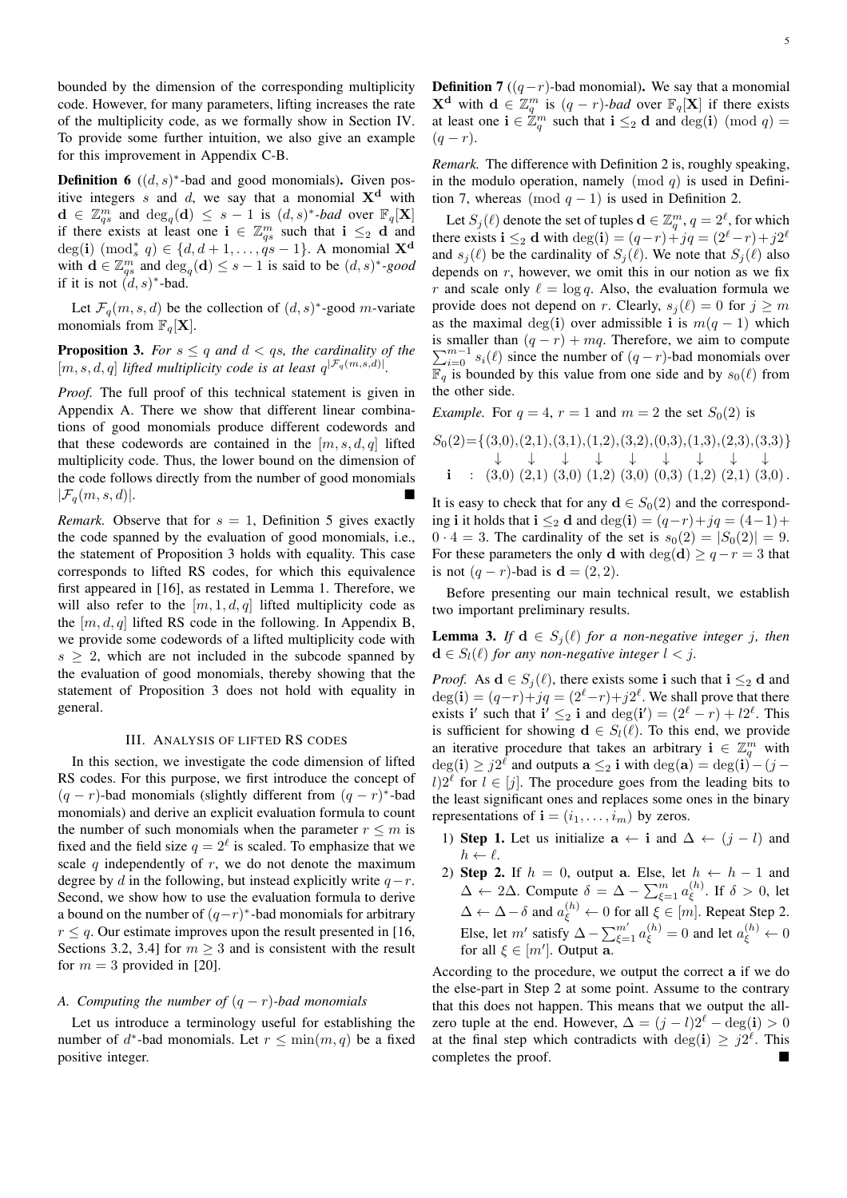bounded by the dimension of the corresponding multiplicity code. However, for many parameters, lifting increases the rate of the multiplicity code, as we formally show in Section IV. To provide some further intuition, we also give an example for this improvement in Appendix C-B.

**Definition 6** (**$(d,s)^*$-bad and good monomials**)**.** Given positive integers $s$ and $d$, we say that a monomial $\mathbf{X}^{\mathbf{d}}$ with $\mathbf{d} \in \mathbb{Z}_{qs}^m$ and $\deg_q(\mathbf{d}) \le s-1$ is *$(d,s)^*$-bad* over $\mathbb{F}_q[\mathbf{X}]$ if there exists at least one $\mathbf{i} \in \mathbb{Z}_{qs}^m$ such that $\mathbf{i} \le_2 \mathbf{d}$ and $\deg(\mathbf{i}) \pmod{_s^*\ q} \in \{d, d+1, \ldots, qs-1\}$. A monomial $\mathbf{X}^{\mathbf{d}}$ with $\mathbf{d} \in \mathbb{Z}_{qs}^m$ and $\deg_q(\mathbf{d}) \le s-1$ is said to be *$(d,s)^*$-good* if it is not $(d,s)^*$-bad.

Let $\mathcal{F}_q(m,s,d)$ be the collection of $(d,s)^*$-good $m$-variate monomials from $\mathbb{F}_q[\mathbf{X}]$.

**Proposition 3.** *For $s \le q$ and $d < qs$, the cardinality of the $[m,s,d,q]$ lifted multiplicity code is at least $q^{|\mathcal{F}_q(m,s,d)|}$.*

*Proof.* The full proof of this technical statement is given in Appendix A. There we show that different linear combinations of good monomials produce different codewords and that these codewords are contained in the $[m,s,d,q]$ lifted multiplicity code. Thus, the lower bound on the dimension of the code follows directly from the number of good monomials $|\mathcal{F}_q(m,s,d)|$. ∎

*Remark.* Observe that for $s=1$, Definition 5 gives exactly the code spanned by the evaluation of good monomials, i.e., the statement of Proposition 3 holds with equality. This case corresponds to lifted RS codes, for which this equivalence first appeared in [16], as restated in Lemma 1. Therefore, we will also refer to the $[m,1,d,q]$ lifted multiplicity code as the $[m,d,q]$ lifted RS code in the following. In Appendix B, we provide some codewords of a lifted multiplicity code with $s \ge 2$, which are not included in the subcode spanned by the evaluation of good monomials, thereby showing that the statement of Proposition 3 does not hold with equality in general.

## III. Analysis of lifted RS codes

In this section, we investigate the code dimension of lifted RS codes. For this purpose, we first introduce the concept of $(q-r)$-bad monomials (slightly different from $(q-r)^*$-bad monomials) and derive an explicit evaluation formula to count the number of such monomials when the parameter $r \le m$ is fixed and the field size $q = 2^\ell$ is scaled. To emphasize that we scale $q$ independently of $r$, we do not denote the maximum degree by $d$ in the following, but instead explicitly write $q-r$. Second, we show how to use the evaluation formula to derive a bound on the number of $(q-r)^*$-bad monomials for arbitrary $r \le q$. Our estimate improves upon the result presented in [16, Sections 3.2, 3.4] for $m \ge 3$ and is consistent with the result for $m=3$ provided in [20].

### *A. Computing the number of $(q-r)$-bad monomials*

Let us introduce a terminology useful for establishing the number of $d^*$-bad monomials. Let $r \le \min(m,q)$ be a fixed positive integer.

**Definition 7** (**$(q-r)$-bad monomial**)**.** We say that a monomial $\mathbf{X}^{\mathbf{d}}$ with $\mathbf{d} \in \mathbb{Z}_q^m$ is *$(q-r)$-bad* over $\mathbb{F}_q[\mathbf{X}]$ if there exists at least one $\mathbf{i} \in \mathbb{Z}_q^m$ such that $\mathbf{i} \le_2 \mathbf{d}$ and $\deg(\mathbf{i}) \pmod q = (q-r)$.

*Remark.* The difference with Definition 2 is, roughly speaking, in the modulo operation, namely $\pmod q$ is used in Definition 7, whereas $\pmod{q-1}$ is used in Definition 2.

Let $S_j(\ell)$ denote the set of tuples $\mathbf{d} \in \mathbb{Z}_q^m$, $q = 2^\ell$, for which there exists $\mathbf{i} \le_2 \mathbf{d}$ with $\deg(\mathbf{i}) = (q-r)+jq = (2^\ell - r) + j2^\ell$ and $s_j(\ell)$ be the cardinality of $S_j(\ell)$. We note that $S_j(\ell)$ also depends on $r$, however, we omit this in our notion as we fix $r$ and scale only $\ell = \log q$. Also, the evaluation formula we provide does not depend on $r$. Clearly, $s_j(\ell) = 0$ for $j \ge m$ as the maximal $\deg(\mathbf{i})$ over admissible $\mathbf{i}$ is $m(q-1)$ which is smaller than $(q-r)+mq$. Therefore, we aim to compute $\sum_{i=0}^{m-1} s_i(\ell)$ since the number of $(q-r)$-bad monomials over $\mathbb{F}_q$ is bounded by this value from one side and by $s_0(\ell)$ from the other side.

*Example.* For $q=4$, $r=1$ and $m=2$ the set $S_0(2)$ is

$$
\begin{array}{rl}
S_0(2) = & \{(3,0),(2,1),(3,1),(1,2),(3,2),(0,3),(1,3),(2,3),(3,3)\} \\
& \quad\ \downarrow \qquad \downarrow \qquad \downarrow \qquad \downarrow \qquad \downarrow \qquad \downarrow \qquad \downarrow \qquad \downarrow \qquad \downarrow \\
\mathbf{i}\ : & \ (3,0)\ (2,1)\ (3,0)\ (1,2)\ (3,0)\ (0,3)\ (1,2)\ (2,1)\ (3,0).
\end{array}
$$

It is easy to check that for any $\mathbf{d} \in S_0(2)$ and the corresponding $\mathbf{i}$ it holds that $\mathbf{i} \le_2 \mathbf{d}$ and $\deg(\mathbf{i}) = (q-r)+jq = (4-1)+0\cdot 4 = 3$. The cardinality of the set is $s_0(2) = |S_0(2)| = 9$. For these parameters the only $\mathbf{d}$ with $\deg(\mathbf{d}) \ge q-r = 3$ that is not $(q-r)$-bad is $\mathbf{d} = (2,2)$.

Before presenting our main technical result, we establish two important preliminary results.

**Lemma 3.** *If $\mathbf{d} \in S_j(\ell)$ for a non-negative integer $j$, then $\mathbf{d} \in S_l(\ell)$ for any non-negative integer $l < j$.*

*Proof.* As $\mathbf{d} \in S_j(\ell)$, there exists some $\mathbf{i}$ such that $\mathbf{i} \le_2 \mathbf{d}$ and $\deg(\mathbf{i}) = (q-r)+jq = (2^\ell - r) + j2^\ell$. We shall prove that there exists $\mathbf{i}'$ such that $\mathbf{i}' \le_2 \mathbf{i}$ and $\deg(\mathbf{i}') = (2^\ell - r) + l2^\ell$. This is sufficient for showing $\mathbf{d} \in S_l(\ell)$. To this end, we provide an iterative procedure that takes an arbitrary $\mathbf{i} \in \mathbb{Z}_q^m$ with $\deg(\mathbf{i}) \ge j2^\ell$ and outputs $\mathbf{a} \le_2 \mathbf{i}$ with $\deg(\mathbf{a}) = \deg(\mathbf{i}) - (j-l)2^\ell$ for $l \in [j]$. The procedure goes from the leading bits to the least significant ones and replaces some ones in the binary representations of $\mathbf{i} = (i_1, \ldots, i_m)$ by zeros.

1) **Step 1.** Let us initialize $\mathbf{a} \leftarrow \mathbf{i}$ and $\Delta \leftarrow (j-l)$ and $h \leftarrow \ell$.
2) **Step 2.** If $h=0$, output $\mathbf{a}$. Else, let $h \leftarrow h-1$ and $\Delta \leftarrow 2\Delta$. Compute $\delta = \Delta - \sum_{\xi=1}^m a_\xi^{(h)}$. If $\delta > 0$, let $\Delta \leftarrow \Delta - \delta$ and $a_\xi^{(h)} \leftarrow 0$ for all $\xi \in [m]$. Repeat Step 2. Else, let $m'$ satisfy $\Delta - \sum_{\xi=1}^{m'} a_\xi^{(h)} = 0$ and let $a_\xi^{(h)} \leftarrow 0$ for all $\xi \in [m']$. Output $\mathbf{a}$.

According to the procedure, we output the correct $\mathbf{a}$ if we do the else-part in Step 2 at some point. Assume to the contrary that this does not happen. This means that we output the all-zero tuple at the end. However, $\Delta = (j-l)2^\ell - \deg(\mathbf{i}) > 0$ at the final step which contradicts with $\deg(\mathbf{i}) \ge j2^\ell$. This completes the proof. ∎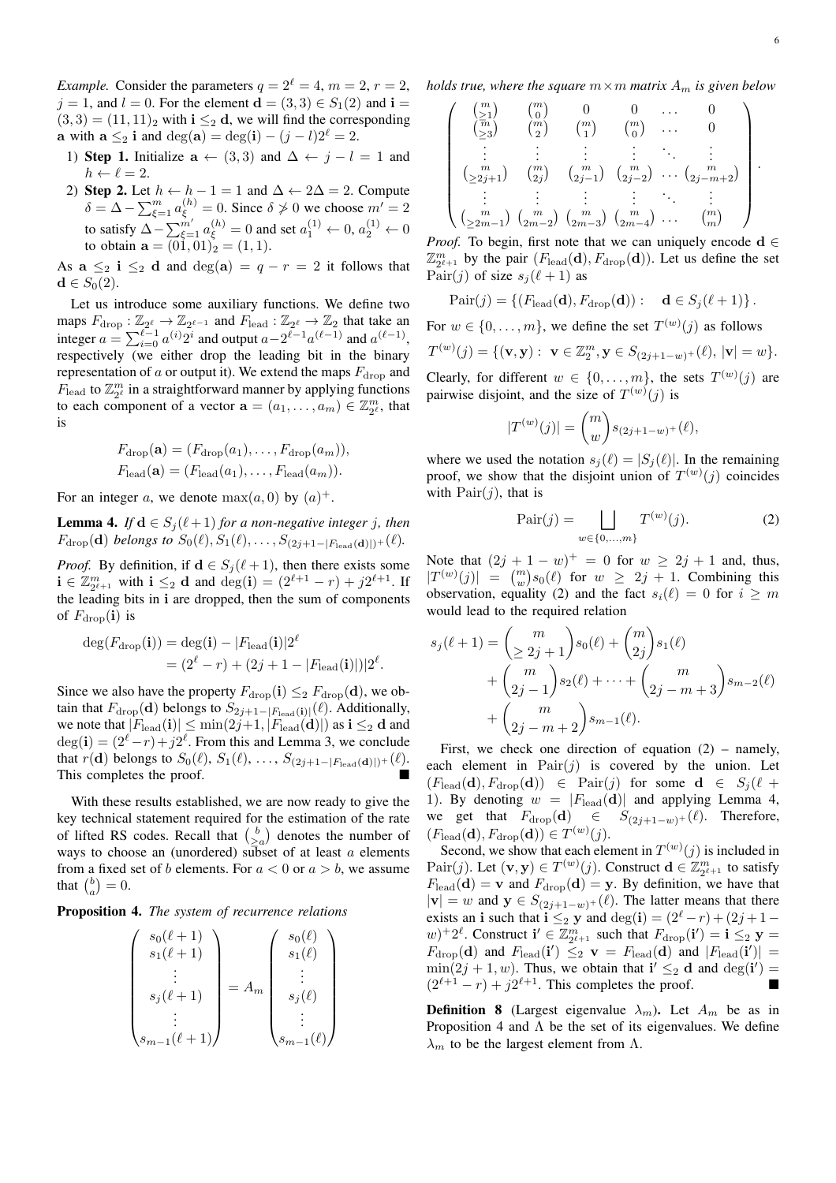*Example.* Consider the parameters $q = 2^\ell = 4$, $m = 2$, $r = 2$, $j = 1$, and $l = 0$. For the element $\mathbf{d} = (3, 3) \in S_1(2)$ and $\mathbf{i} = (3, 3) = (11, 11)_2$ with $\mathbf{i} \le_2 \mathbf{d}$, we will find the corresponding $\mathbf{a}$ with $\mathbf{a} \le_2 \mathbf{i}$ and $\deg(\mathbf{a}) = \deg(\mathbf{i}) - (j - l)2^\ell = 2$.

1) **Step 1.** Initialize $\mathbf{a} \leftarrow (3, 3)$ and $\Delta \leftarrow j - l = 1$ and $h \leftarrow \ell = 2$.
2) **Step 2.** Let $h \leftarrow h - 1 = 1$ and $\Delta \leftarrow 2\Delta = 2$. Compute $\delta = \Delta - \sum_{\xi=1}^{m} a_\xi^{(h)} = 0$. Since $\delta \not> 0$ we choose $m' = 2$ to satisfy $\Delta - \sum_{\xi=1}^{m'} a_\xi^{(h)} = 0$ and set $a_1^{(1)} \leftarrow 0$, $a_2^{(1)} \leftarrow 0$ to obtain $\mathbf{a} = (01, 01)_2 = (1, 1)$.

As $\mathbf{a} \le_2 \mathbf{i} \le_2 \mathbf{d}$ and $\deg(\mathbf{a}) = q - r = 2$ it follows that $\mathbf{d} \in S_0(2)$.

Let us introduce some auxiliary functions. We define two maps $F_{\text{drop}} : \mathbb{Z}_{2^\ell} \to \mathbb{Z}_{2^{\ell-1}}$ and $F_{\text{lead}} : \mathbb{Z}_{2^\ell} \to \mathbb{Z}_2$ that take an integer $a = \sum_{i=0}^{\ell-1} a^{(i)} 2^i$ and output $a - 2^{\ell-1}a^{(\ell-1)}$ and $a^{(\ell-1)}$, respectively (we either drop the leading bit in the binary representation of $a$ or output it). We extend the maps $F_{\text{drop}}$ and $F_{\text{lead}}$ to $\mathbb{Z}_{2^\ell}^m$ in a straightforward manner by applying functions to each component of a vector $\mathbf{a} = (a_1, \ldots, a_m) \in \mathbb{Z}_{2^\ell}^m$, that is

$$F_{\text{drop}}(\mathbf{a}) = (F_{\text{drop}}(a_1), \ldots, F_{\text{drop}}(a_m)),$$
$$F_{\text{lead}}(\mathbf{a}) = (F_{\text{lead}}(a_1), \ldots, F_{\text{lead}}(a_m)).$$

For an integer $a$, we denote $\max(a, 0)$ by $(a)^+$.

**Lemma 4.** *If $\mathbf{d} \in S_j(\ell+1)$ for a non-negative integer $j$, then $F_{\text{drop}}(\mathbf{d})$ belongs to $S_0(\ell), S_1(\ell), \ldots, S_{(2j+1-|F_{\text{lead}}(\mathbf{d})|)^+}(\ell)$.*

*Proof.* By definition, if $\mathbf{d} \in S_j(\ell+1)$, then there exists some $\mathbf{i} \in \mathbb{Z}_{2^{\ell+1}}^m$ with $\mathbf{i} \le_2 \mathbf{d}$ and $\deg(\mathbf{i}) = (2^{\ell+1} - r) + j2^{\ell+1}$. If the leading bits in $\mathbf{i}$ are dropped, then the sum of components of $F_{\text{drop}}(\mathbf{i})$ is

$$\begin{aligned}\deg(F_{\text{drop}}(\mathbf{i})) &= \deg(\mathbf{i}) - |F_{\text{lead}}(\mathbf{i})|2^\ell \\ &= (2^\ell - r) + (2j + 1 - |F_{\text{lead}}(\mathbf{i})|)2^\ell.\end{aligned}$$

Since we also have the property $F_{\text{drop}}(\mathbf{i}) \le_2 F_{\text{drop}}(\mathbf{d})$, we obtain that $F_{\text{drop}}(\mathbf{d})$ belongs to $S_{2j+1-|F_{\text{lead}}(\mathbf{i})|}(\ell)$. Additionally, we note that $|F_{\text{lead}}(\mathbf{i})| \le \min(2j+1, |F_{\text{lead}}(\mathbf{d})|)$ as $\mathbf{i} \le_2 \mathbf{d}$ and $\deg(\mathbf{i}) = (2^\ell - r) + j2^\ell$. From this and Lemma 3, we conclude that $r(\mathbf{d})$ belongs to $S_0(\ell), S_1(\ell), \ldots, S_{(2j+1-|F_{\text{lead}}(\mathbf{d})|)^+}(\ell)$. This completes the proof. ∎

With these results established, we are now ready to give the key technical statement required for the estimation of the rate of lifted RS codes. Recall that $\binom{b}{\ge a}$ denotes the number of ways to choose an (unordered) subset of at least $a$ elements from a fixed set of $b$ elements. For $a < 0$ or $a > b$, we assume that $\binom{b}{a} = 0$.

**Proposition 4.** *The system of recurrence relations*

$$\begin{pmatrix} s_0(\ell+1) \\ s_1(\ell+1) \\ \vdots \\ s_j(\ell+1) \\ \vdots \\ s_{m-1}(\ell+1) \end{pmatrix} = A_m \begin{pmatrix} s_0(\ell) \\ s_1(\ell) \\ \vdots \\ s_j(\ell) \\ \vdots \\ s_{m-1}(\ell) \end{pmatrix}$$

*holds true, where the square $m \times m$ matrix $A_m$ is given below*

$$\begin{pmatrix} \binom{m}{\ge 1} & \binom{m}{0} & 0 & 0 & \dots & 0 \\ \binom{m}{\ge 3} & \binom{m}{2} & \binom{m}{1} & \binom{m}{0} & \dots & 0 \\ \vdots & \vdots & \vdots & \vdots & \ddots & \vdots \\ \binom{m}{\ge 2j+1} & \binom{m}{2j} & \binom{m}{2j-1} & \binom{m}{2j-2} & \dots & \binom{m}{2j-m+2} \\ \vdots & \vdots & \vdots & \vdots & \ddots & \vdots \\ \binom{m}{\ge 2m-1} & \binom{m}{2m-2} & \binom{m}{2m-3} & \binom{m}{2m-4} & \dots & \binom{m}{m} \end{pmatrix}.$$

*Proof.* To begin, first note that we can uniquely encode $\mathbf{d} \in \mathbb{Z}_{2^{\ell+1}}^m$ by the pair $(F_{\text{lead}}(\mathbf{d}), F_{\text{drop}}(\mathbf{d}))$. Let us define the set $\text{Pair}(j)$ of size $s_j(\ell+1)$ as

$$\text{Pair}(j) = \{(F_{\text{lead}}(\mathbf{d}), F_{\text{drop}}(\mathbf{d})) : \quad \mathbf{d} \in S_j(\ell+1)\}.$$

For $w \in \{0, \ldots, m\}$, we define the set $T^{(w)}(j)$ as follows

$$T^{(w)}(j) = \{(\mathbf{v}, \mathbf{y}) : \ \mathbf{v} \in \mathbb{Z}_2^m, \mathbf{y} \in S_{(2j+1-w)^+}(\ell), \ |\mathbf{v}| = w\}.$$

Clearly, for different $w \in \{0, \ldots, m\}$, the sets $T^{(w)}(j)$ are pairwise disjoint, and the size of $T^{(w)}(j)$ is

$$|T^{(w)}(j)| = \binom{m}{w} s_{(2j+1-w)^+}(\ell),$$

where we used the notation $s_j(\ell) = |S_j(\ell)|$. In the remaining proof, we show that the disjoint union of $T^{(w)}(j)$ coincides with $\text{Pair}(j)$, that is

$$\text{Pair}(j) = \bigsqcup_{w \in \{0,\ldots,m\}} T^{(w)}(j). \tag{2}$$

Note that $(2j + 1 - w)^+ = 0$ for $w \ge 2j + 1$ and, thus, $|T^{(w)}(j)| = \binom{m}{w} s_0(\ell)$ for $w \ge 2j + 1$. Combining this observation, equality (2) and the fact $s_i(\ell) = 0$ for $i \ge m$ would lead to the required relation

$$\begin{aligned} s_j(\ell+1) &= \binom{m}{\ge 2j+1} s_0(\ell) + \binom{m}{2j} s_1(\ell) \\ &+ \binom{m}{2j-1} s_2(\ell) + \cdots + \binom{m}{2j-m+3} s_{m-2}(\ell) \\ &+ \binom{m}{2j-m+2} s_{m-1}(\ell). \end{aligned}$$

First, we check one direction of equation (2) – namely, each element in $\text{Pair}(j)$ is covered by the union. Let $(F_{\text{lead}}(\mathbf{d}), F_{\text{drop}}(\mathbf{d})) \in \text{Pair}(j)$ for some $\mathbf{d} \in S_j(\ell+1)$. By denoting $w = |F_{\text{lead}}(\mathbf{d})|$ and applying Lemma 4, we get that $F_{\text{drop}}(\mathbf{d}) \in S_{(2j+1-w)^+}(\ell)$. Therefore, $(F_{\text{lead}}(\mathbf{d}), F_{\text{drop}}(\mathbf{d})) \in T^{(w)}(j)$.

Second, we show that each element in $T^{(w)}(j)$ is included in $\text{Pair}(j)$. Let $(\mathbf{v}, \mathbf{y}) \in T^{(w)}(j)$. Construct $\mathbf{d} \in \mathbb{Z}_{2^{\ell+1}}^m$ to satisfy $F_{\text{lead}}(\mathbf{d}) = \mathbf{v}$ and $F_{\text{drop}}(\mathbf{d}) = \mathbf{y}$. By definition, we have that $|\mathbf{v}| = w$ and $\mathbf{y} \in S_{(2j+1-w)^+}(\ell)$. The latter means that there exists an $\mathbf{i}$ such that $\mathbf{i} \le_2 \mathbf{y}$ and $\deg(\mathbf{i}) = (2^\ell - r) + (2j + 1 - w)^+ 2^\ell$. Construct $\mathbf{i}' \in \mathbb{Z}_{2^{\ell+1}}^m$ such that $F_{\text{drop}}(\mathbf{i}') = \mathbf{i} \le_2 \mathbf{y} = F_{\text{drop}}(\mathbf{d})$ and $F_{\text{lead}}(\mathbf{i}') \le_2 \mathbf{v} = F_{\text{lead}}(\mathbf{d})$ and $|F_{\text{lead}}(\mathbf{i}')| = \min(2j + 1, w)$. Thus, we obtain that $\mathbf{i}' \le_2 \mathbf{d}$ and $\deg(\mathbf{i}') = (2^{\ell+1} - r) + j2^{\ell+1}$. This completes the proof. ∎

**Definition 8** (Largest eigenvalue $\lambda_m$)**.** Let $A_m$ be as in Proposition 4 and $\Lambda$ be the set of its eigenvalues. We define $\lambda_m$ to be the largest element from $\Lambda$.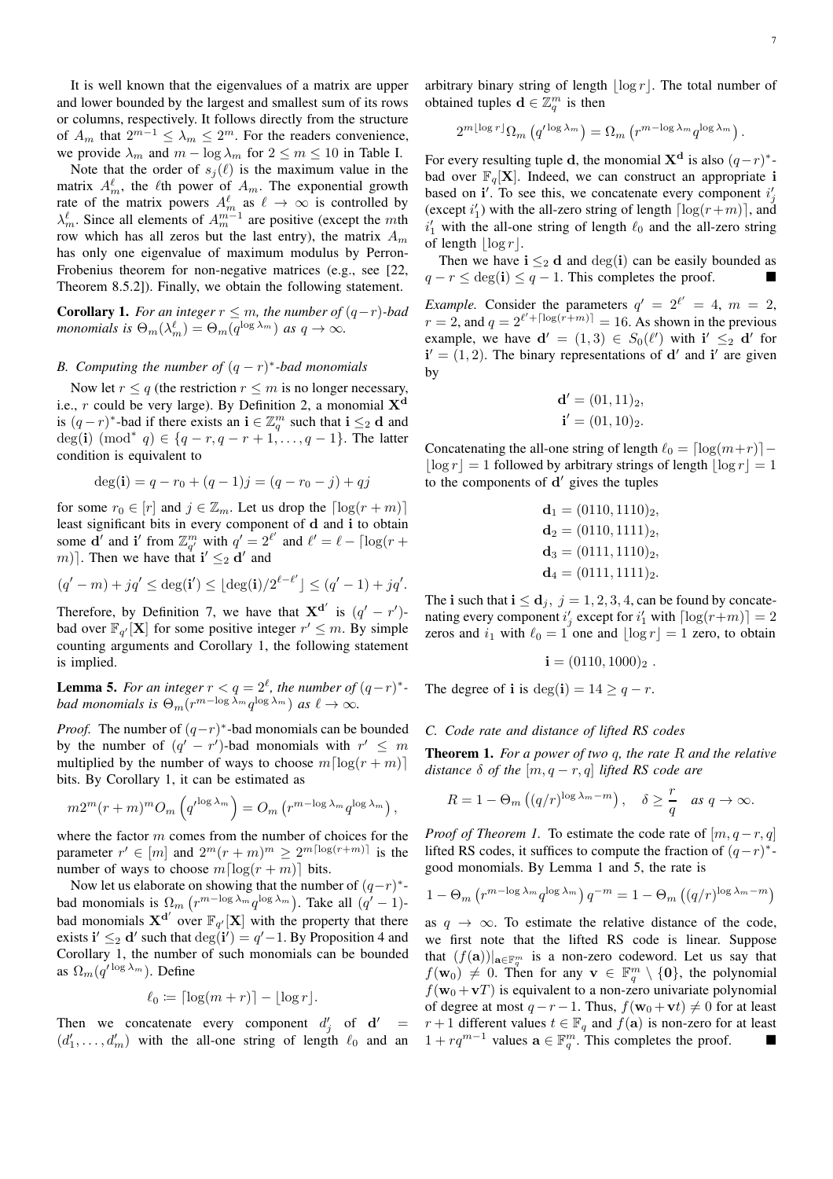It is well known that the eigenvalues of a matrix are upper and lower bounded by the largest and smallest sum of its rows or columns, respectively. It follows directly from the structure of $A_m$ that $2^{m-1} \le \lambda_m \le 2^m$. For the readers convenience, we provide $\lambda_m$ and $m - \log \lambda_m$ for $2 \le m \le 10$ in Table I.

Note that the order of $s_j(\ell)$ is the maximum value in the matrix $A_m^\ell$, the $\ell$th power of $A_m$. The exponential growth rate of the matrix powers $A_m^\ell$ as $\ell \to \infty$ is controlled by $\lambda_m^\ell$. Since all elements of $A_m^{m-1}$ are positive (except the $m$th row which has all zeros but the last entry), the matrix $A_m$ has only one eigenvalue of maximum modulus by Perron-Frobenius theorem for non-negative matrices (e.g., see [22, Theorem 8.5.2]). Finally, we obtain the following statement.

**Corollary 1.** *For an integer $r \le m$, the number of $(q-r)$-bad monomials is $\Theta_m(\lambda_m^\ell) = \Theta_m(q^{\log \lambda_m})$ as $q \to \infty$.*

### B. Computing the number of $(q-r)^*$-bad monomials

Now let $r \le q$ (the restriction $r \le m$ is no longer necessary, i.e., $r$ could be very large). By Definition 2, a monomial $\mathbf{X}^{\mathbf{d}}$ is $(q-r)^*$-bad if there exists an $\mathbf{i} \in \mathbb{Z}_q^m$ such that $\mathbf{i} \le_2 \mathbf{d}$ and $\deg(\mathbf{i}) \pmod{^* q} \in \{q-r, q-r+1, \dots, q-1\}$. The latter condition is equivalent to

$$\deg(\mathbf{i}) = q - r_0 + (q-1)j = (q - r_0 - j) + qj$$

for some $r_0 \in [r]$ and $j \in \mathbb{Z}_m$. Let us drop the $\lceil \log(r+m) \rceil$ least significant bits in every component of $\mathbf{d}$ and $\mathbf{i}$ to obtain some $\mathbf{d}'$ and $\mathbf{i}'$ from $\mathbb{Z}_{q'}^m$ with $q' = 2^{\ell'}$ and $\ell' = \ell - \lceil \log(r+m) \rceil$. Then we have that $\mathbf{i}' \le_2 \mathbf{d}'$ and

$$(q'-m) + jq' \le \deg(\mathbf{i}') \le \lfloor \deg(\mathbf{i})/2^{\ell-\ell'} \rfloor \le (q'-1) + jq'.$$

Therefore, by Definition 7, we have that $\mathbf{X}^{\mathbf{d}'}$ is $(q'-r')$-bad over $\mathbb{F}_{q'}[\mathbf{X}]$ for some positive integer $r' \le m$. By simple counting arguments and Corollary 1, the following statement is implied.

**Lemma 5.** *For an integer $r < q = 2^\ell$, the number of $(q-r)^*$-bad monomials is $\Theta_m(r^{m-\log \lambda_m} q^{\log \lambda_m})$ as $\ell \to \infty$.*

*Proof.* The number of $(q-r)^*$-bad monomials can be bounded by the number of $(q'-r')$-bad monomials with $r' \le m$ multiplied by the number of ways to choose $m\lceil \log(r+m) \rceil$ bits. By Corollary 1, it can be estimated as

$$m 2^m (r+m)^m O_m\left(q'^{\log \lambda_m}\right) = O_m\left(r^{m-\log \lambda_m} q^{\log \lambda_m}\right),$$

where the factor $m$ comes from the number of choices for the parameter $r' \in [m]$ and $2^m(r+m)^m \ge 2^{m\lceil \log(r+m) \rceil}$ is the number of ways to choose $m\lceil \log(r+m) \rceil$ bits.

Now let us elaborate on showing that the number of $(q-r)^*$-bad monomials is $\Omega_m\left(r^{m-\log \lambda_m} q^{\log \lambda_m}\right)$. Take all $(q'-1)$-bad monomials $\mathbf{X}^{\mathbf{d}'}$ over $\mathbb{F}_{q'}[\mathbf{X}]$ with the property that there exists $\mathbf{i}' \le_2 \mathbf{d}'$ such that $\deg(\mathbf{i}') = q'-1$. By Proposition 4 and Corollary 1, the number of such monomials can be bounded as $\Omega_m(q'^{\log \lambda_m})$. Define

$$\ell_0 \coloneqq \lceil \log(m+r) \rceil - \lfloor \log r \rfloor.$$

Then we concatenate every component $d_j'$ of $\mathbf{d}' = (d_1', \dots, d_m')$ with the all-one string of length $\ell_0$ and an arbitrary binary string of length $\lfloor \log r \rfloor$. The total number of obtained tuples $\mathbf{d} \in \mathbb{Z}_q^m$ is then

$$2^{m\lfloor \log r \rfloor} \Omega_m\left(q'^{\log \lambda_m}\right) = \Omega_m\left(r^{m-\log \lambda_m} q^{\log \lambda_m}\right).$$

For every resulting tuple $\mathbf{d}$, the monomial $\mathbf{X}^{\mathbf{d}}$ is also $(q-r)^*$-bad over $\mathbb{F}_q[\mathbf{X}]$. Indeed, we can construct an appropriate $\mathbf{i}$ based on $\mathbf{i}'$. To see this, we concatenate every component $i_j'$ (except $i_1'$) with the all-zero string of length $\lceil \log(r+m) \rceil$, and $i_1'$ with the all-one string of length $\ell_0$ and the all-zero string of length $\lfloor \log r \rfloor$.

Then we have $\mathbf{i} \le_2 \mathbf{d}$ and $\deg(\mathbf{i})$ can be easily bounded as $q - r \le \deg(\mathbf{i}) \le q-1$. This completes the proof. ■

*Example.* Consider the parameters $q' = 2^{\ell'} = 4$, $m = 2$, $r = 2$, and $q = 2^{\ell' + \lceil \log(r+m) \rceil} = 16$. As shown in the previous example, we have $\mathbf{d}' = (1,3) \in S_0(\ell')$ with $\mathbf{i}' \le_2 \mathbf{d}'$ for $\mathbf{i}' = (1,2)$. The binary representations of $\mathbf{d}'$ and $\mathbf{i}'$ are given by

$$\mathbf{d}' = (01, 11)_2,$$
$$\mathbf{i}' = (01, 10)_2.$$

Concatenating the all-one string of length $\ell_0 = \lceil \log(m+r) \rceil - \lfloor \log r \rfloor = 1$ followed by arbitrary strings of length $\lfloor \log r \rfloor = 1$ to the components of $\mathbf{d}'$ gives the tuples

$$\mathbf{d}_1 = (0110, 1110)_2,$$
$$\mathbf{d}_2 = (0110, 1111)_2,$$
$$\mathbf{d}_3 = (0111, 1110)_2,$$
$$\mathbf{d}_4 = (0111, 1111)_2.$$

The $\mathbf{i}$ such that $\mathbf{i} \le \mathbf{d}_j$, $j = 1,2,3,4$, can be found by concatenating every component $i_j'$ except for $i_1'$ with $\lceil \log(r+m) \rceil = 2$ zeros and $i_1$ with $\ell_0 = 1$ one and $\lfloor \log r \rfloor = 1$ zero, to obtain

$$\mathbf{i} = (0110, 1000)_2\ .$$

The degree of $\mathbf{i}$ is $\deg(\mathbf{i}) = 14 \ge q - r$.

### C. Code rate and distance of lifted RS codes

**Theorem 1.** *For a power of two $q$, the rate $R$ and the relative distance $\delta$ of the $[m, q-r, q]$ lifted RS code are*

$$R = 1 - \Theta_m\left((q/r)^{\log \lambda_m - m}\right), \quad \delta \ge \frac{r}{q} \quad \text{as } q \to \infty.$$

*Proof of Theorem 1.* To estimate the code rate of $[m, q-r, q]$ lifted RS codes, it suffices to compute the fraction of $(q-r)^*$-good monomials. By Lemma 1 and 5, the rate is

$$1 - \Theta_m\left(r^{m-\log \lambda_m} q^{\log \lambda_m}\right) q^{-m} = 1 - \Theta_m\left((q/r)^{\log \lambda_m - m}\right)$$

as $q \to \infty$. To estimate the relative distance of the code, we first note that the lifted RS code is linear. Suppose that $(f(\mathbf{a}))|_{\mathbf{a} \in \mathbb{F}_q^m}$ is a non-zero codeword. Let us say that $f(\mathbf{w}_0) \ne 0$. Then for any $\mathbf{v} \in \mathbb{F}_q^m \setminus \{\mathbf{0}\}$, the polynomial $f(\mathbf{w}_0 + \mathbf{v}T)$ is equivalent to a non-zero univariate polynomial of degree at most $q-r-1$. Thus, $f(\mathbf{w}_0 + \mathbf{v}t) \ne 0$ for at least $r+1$ different values $t \in \mathbb{F}_q$ and $f(\mathbf{a})$ is non-zero for at least $1 + rq^{m-1}$ values $\mathbf{a} \in \mathbb{F}_q^m$. This completes the proof. ■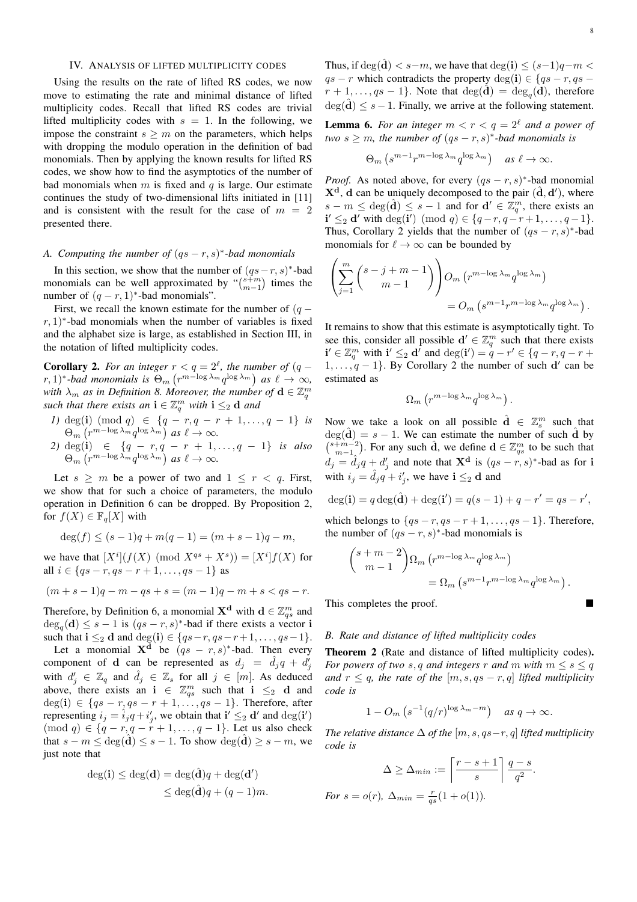## IV. Analysis of lifted multiplicity codes

Using the results on the rate of lifted RS codes, we now move to estimating the rate and minimal distance of lifted multiplicity codes. Recall that lifted RS codes are trivial lifted multiplicity codes with $s = 1$. In the following, we impose the constraint $s \geq m$ on the parameters, which helps with dropping the modulo operation in the definition of bad monomials. Then by applying the known results for lifted RS codes, we show how to find the asymptotics of the number of bad monomials when $m$ is fixed and $q$ is large. Our estimate continues the study of two-dimensional lifts initiated in [11] and is consistent with the result for the case of $m = 2$ presented there.

### A. Computing the number of $(qs-r, s)^*$-bad monomials

In this section, we show that the number of $(qs-r, s)^*$-bad monomials can be well approximated by "$\binom{s+m}{m-1}$ times the number of $(q-r, 1)^*$-bad monomials".

First, we recall the known estimate for the number of $(q-r, 1)^*$-bad monomials when the number of variables is fixed and the alphabet size is large, as established in Section III, in the notation of lifted multiplicity codes.

**Corollary 2.** *For an integer $r < q = 2^\ell$, the number of $(q-r, 1)^*$-bad monomials is $\Theta_m\left(r^{m-\log\lambda_m} q^{\log\lambda_m}\right)$ as $\ell \to \infty$, with $\lambda_m$ as in Definition 8. Moreover, the number of $\mathbf{d} \in \mathbb{Z}_q^m$ such that there exists an $\mathbf{i} \in \mathbb{Z}_q^m$ with $\mathbf{i} \leq_2 \mathbf{d}$ and*

1) *$\deg(\mathbf{i}) \pmod{q} \in \{q-r, q-r+1, \ldots, q-1\}$ is $\Theta_m\left(r^{m-\log\lambda_m} q^{\log\lambda_m}\right)$ as $\ell \to \infty$.*
2) *$\deg(\mathbf{i}) \in \{q-r, q-r+1, \ldots, q-1\}$ is also $\Theta_m\left(r^{m-\log\lambda_m} q^{\log\lambda_m}\right)$ as $\ell \to \infty$.*

Let $s \geq m$ be a power of two and $1 \leq r < q$. First, we show that for such a choice of parameters, the modulo operation in Definition 6 can be dropped. By Proposition 2, for $f(X) \in \mathbb{F}_q[X]$ with

$$\deg(f) \leq (s-1)q + m(q-1) = (m+s-1)q - m,$$

we have that $[X^i](f(X) \pmod{X^{qs} + X^s)} = [X^i]f(X)$ for all $i \in \{qs-r, qs-r+1, \ldots, qs-1\}$ as

$$(m+s-1)q - m - qs + s = (m-1)q - m + s < qs - r.$$

Therefore, by Definition 6, a monomial $\mathbf{X}^{\mathbf{d}}$ with $\mathbf{d} \in \mathbb{Z}_{qs}^m$ and $\deg_q(\mathbf{d}) \leq s-1$ is $(qs-r, s)^*$-bad if there exists a vector $\mathbf{i}$ such that $\mathbf{i} \leq_2 \mathbf{d}$ and $\deg(\mathbf{i}) \in \{qs-r, qs-r+1, \ldots, qs-1\}$.

Let a monomial $\mathbf{X}^{\mathbf{d}}$ be $(qs-r, s)^*$-bad. Then every component of $\mathbf{d}$ can be represented as $d_j = \hat{d}_j q + d'_j$ with $d'_j \in \mathbb{Z}_q$ and $\hat{d}_j \in \mathbb{Z}_s$ for all $j \in [m]$. As deduced above, there exists an $\mathbf{i} \in \mathbb{Z}_{qs}^m$ such that $\mathbf{i} \leq_2 \mathbf{d}$ and $\deg(\mathbf{i}) \in \{qs-r, qs-r+1, \ldots, qs-1\}$. Therefore, after representing $i_j = \hat{i}_j q + i'_j$, we obtain that $\mathbf{i}' \leq_2 \mathbf{d}'$ and $\deg(\mathbf{i}') \pmod{q} \in \{q-r, q-r+1, \ldots, q-1\}$. Let us also check that $s - m \leq \deg(\hat{\mathbf{d}}) \leq s-1$. To show $\deg(\hat{\mathbf{d}}) \geq s-m$, we just note that

$$\begin{aligned}\deg(\mathbf{i}) \leq \deg(\mathbf{d}) &= \deg(\hat{\mathbf{d}})q + \deg(\mathbf{d}') \\ &\leq \deg(\hat{\mathbf{d}})q + (q-1)m.\end{aligned}$$

Thus, if $\deg(\hat{\mathbf{d}}) < s-m$, we have that $\deg(\mathbf{i}) \leq (s-1)q - m < qs - r$ which contradicts the property $\deg(\mathbf{i}) \in \{qs-r, qs-r+1, \ldots, qs-1\}$. Note that $\deg(\hat{\mathbf{d}}) = \deg_q(\mathbf{d})$, therefore $\deg(\hat{\mathbf{d}}) \leq s-1$. Finally, we arrive at the following statement.

**Lemma 6.** *For an integer $m < r < q = 2^\ell$ and a power of two $s \geq m$, the number of $(qs-r, s)^*$-bad monomials is*

$$\Theta_m\left(s^{m-1} r^{m-\log\lambda_m} q^{\log\lambda_m}\right) \quad \text{as } \ell \to \infty.$$

*Proof.* As noted above, for every $(qs-r, s)^*$-bad monomial $\mathbf{X}^{\mathbf{d}}$, $\mathbf{d}$ can be uniquely decomposed to the pair $(\hat{\mathbf{d}}, \mathbf{d}')$, where $s - m \leq \deg(\hat{\mathbf{d}}) \leq s-1$ and for $\mathbf{d}' \in \mathbb{Z}_q^m$, there exists an $\mathbf{i}' \leq_2 \mathbf{d}'$ with $\deg(\mathbf{i}') \pmod{q} \in \{q-r, q-r+1, \ldots, q-1\}$. Thus, Corollary 2 yields that the number of $(qs-r, s)^*$-bad monomials for $\ell \to \infty$ can be bounded by

$$\begin{aligned}\left(\sum_{j=1}^{m} \binom{s-j+m-1}{m-1}\right) O_m\left(r^{m-\log\lambda_m} q^{\log\lambda_m}\right) \\ = O_m\left(s^{m-1} r^{m-\log\lambda_m} q^{\log\lambda_m}\right).\end{aligned}$$

It remains to show that this estimate is asymptotically tight. To see this, consider all possible $\mathbf{d}' \in \mathbb{Z}_q^m$ such that there exists $\mathbf{i}' \in \mathbb{Z}_q^m$ with $\mathbf{i}' \leq_2 \mathbf{d}'$ and $\deg(\mathbf{i}') = q - r' \in \{q-r, q-r+1, \ldots, q-1\}$. By Corollary 2 the number of such $\mathbf{d}'$ can be estimated as

$$\Omega_m\left(r^{m-\log\lambda_m} q^{\log\lambda_m}\right).$$

Now we take a look on all possible $\hat{\mathbf{d}} \in \mathbb{Z}_s^m$ such that $\deg(\hat{\mathbf{d}}) = s-1$. We can estimate the number of such $\hat{\mathbf{d}}$ by $\binom{s+m-2}{m-1}$. For any such $\hat{\mathbf{d}}$, we define $\mathbf{d} \in \mathbb{Z}_{qs}^m$ to be such that $d_j = \hat{d}_j q + d'_j$ and note that $\mathbf{X}^{\mathbf{d}}$ is $(qs-r, s)^*$-bad as for $\mathbf{i}$ with $i_j = \hat{d}_j q + i'_j$, we have $\mathbf{i} \leq_2 \mathbf{d}$ and

$$\deg(\mathbf{i}) = q\deg(\hat{\mathbf{d}}) + \deg(\mathbf{i}') = q(s-1) + q - r' = qs - r',$$

which belongs to $\{qs-r, qs-r+1, \ldots, qs-1\}$. Therefore, the number of $(qs-r, s)^*$-bad monomials is

$$\begin{aligned}\binom{s+m-2}{m-1} \Omega_m\left(r^{m-\log\lambda_m} q^{\log\lambda_m}\right) \\ = \Omega_m\left(s^{m-1} r^{m-\log\lambda_m} q^{\log\lambda_m}\right).\end{aligned}$$

This completes the proof. ∎

### B. Rate and distance of lifted multiplicity codes

**Theorem 2** (Rate and distance of lifted multiplicity codes)**.** *For powers of two $s, q$ and integers $r$ and $m$ with $m \leq s \leq q$ and $r \leq q$, the rate of the $[m, s, qs-r, q]$ lifted multiplicity code is*

$$1 - O_m\left(s^{-1}(q/r)^{\log\lambda_m - m}\right) \quad \text{as } q \to \infty.$$

*The relative distance $\Delta$ of the $[m, s, qs-r, q]$ lifted multiplicity code is*

$$\Delta \geq \Delta_{min} := \left\lceil \frac{r-s+1}{s} \right\rceil \frac{q-s}{q^2}.$$

*For $s = o(r)$, $\Delta_{min} = \frac{r}{qs}(1 + o(1))$.*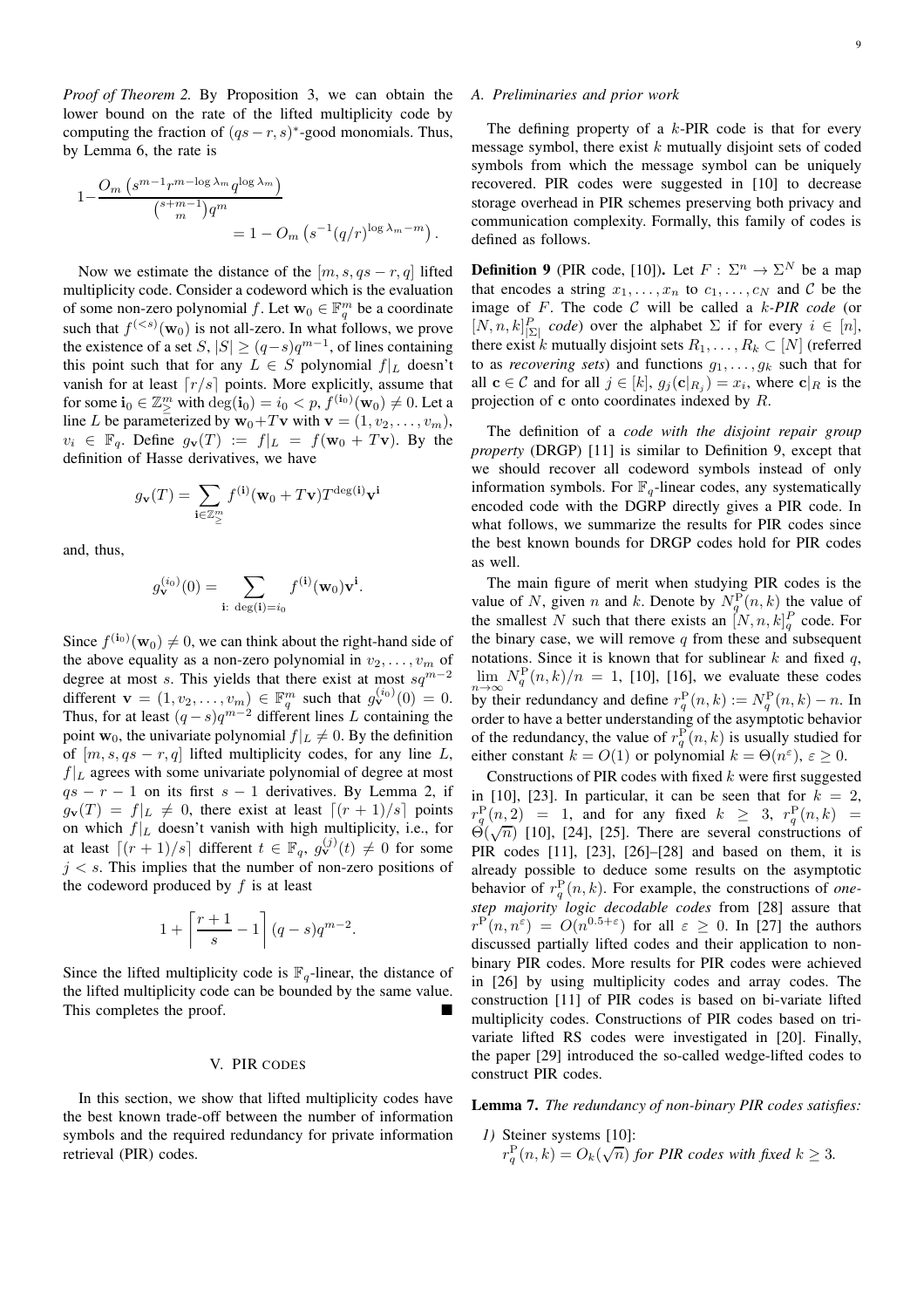*Proof of Theorem 2.* By Proposition 3, we can obtain the lower bound on the rate of the lifted multiplicity code by computing the fraction of $(qs-r,s)^*$-good monomials. Thus, by Lemma 6, the rate is

$$1-\frac{O_m\left(s^{m-1}r^{m-\log\lambda_m}q^{\log\lambda_m}\right)}{\binom{s+m-1}{m}q^m} = 1-O_m\left(s^{-1}(q/r)^{\log\lambda_m-m}\right).$$

Now we estimate the distance of the $[m,s,qs-r,q]$ lifted multiplicity code. Consider a codeword which is the evaluation of some non-zero polynomial $f$. Let $\mathbf{w}_0\in\mathbb{F}_q^m$ be a coordinate such that $f^{(<s)}(\mathbf{w}_0)$ is not all-zero. In what follows, we prove the existence of a set $S$, $|S|\geq(q-s)q^{m-1}$, of lines containing this point such that for any $L\in S$ polynomial $f|_L$ doesn't vanish for at least $\lceil r/s\rceil$ points. More explicitly, assume that for some $\mathbf{i}_0\in\mathbb{Z}_{\geq}^m$ with $\deg(\mathbf{i}_0)=i_0<p$, $f^{(\mathbf{i}_0)}(\mathbf{w}_0)\neq 0$. Let a line $L$ be parameterized by $\mathbf{w}_0+T\mathbf{v}$ with $\mathbf{v}=(1,v_2,\dots,v_m)$, $v_i\in\mathbb{F}_q$. Define $g_{\mathbf{v}}(T):=f|_L=f(\mathbf{w}_0+T\mathbf{v})$. By the definition of Hasse derivatives, we have

$$g_{\mathbf{v}}(T)=\sum_{\mathbf{i}\in\mathbb{Z}_{\geq}^m}f^{(\mathbf{i})}(\mathbf{w}_0+T\mathbf{v})T^{\deg(\mathbf{i})}\mathbf{v}^{\mathbf{i}}$$

and, thus,

$$g_{\mathbf{v}}^{(i_0)}(0)=\sum_{\mathbf{i}:\ \deg(\mathbf{i})=i_0}f^{(\mathbf{i})}(\mathbf{w}_0)\mathbf{v}^{\mathbf{i}}.$$

Since $f^{(\mathbf{i}_0)}(\mathbf{w}_0)\neq 0$, we can think about the right-hand side of the above equality as a non-zero polynomial in $v_2,\dots,v_m$ of degree at most $s$. This yields that there exist at most $sq^{m-2}$ different $\mathbf{v}=(1,v_2,\dots,v_m)\in\mathbb{F}_q^m$ such that $g_{\mathbf{v}}^{(i_0)}(0)=0$. Thus, for at least $(q-s)q^{m-2}$ different lines $L$ containing the point $\mathbf{w}_0$, the univariate polynomial $f|_L\neq 0$. By the definition of $[m,s,qs-r,q]$ lifted multiplicity codes, for any line $L$, $f|_L$ agrees with some univariate polynomial of degree at most $qs-r-1$ on its first $s-1$ derivatives. By Lemma 2, if $g_{\mathbf{v}}(T)=f|_L\neq 0$, there exist at least $\lceil(r+1)/s\rceil$ points on which $f|_L$ doesn't vanish with high multiplicity, i.e., for at least $\lceil(r+1)/s\rceil$ different $t\in\mathbb{F}_q$, $g_{\mathbf{v}}^{(j)}(t)\neq 0$ for some $j<s$. This implies that the number of non-zero positions of the codeword produced by $f$ is at least

$$1+\left\lceil\frac{r+1}{s}-1\right\rceil(q-s)q^{m-2}.$$

Since the lifted multiplicity code is $\mathbb{F}_q$-linear, the distance of the lifted multiplicity code can be bounded by the same value. This completes the proof. ∎

## V. PIR CODES

In this section, we show that lifted multiplicity codes have the best known trade-off between the number of information symbols and the required redundancy for private information retrieval (PIR) codes.

### A. Preliminaries and prior work

The defining property of a $k$-PIR code is that for every message symbol, there exist $k$ mutually disjoint sets of coded symbols from which the message symbol can be uniquely recovered. PIR codes were suggested in [10] to decrease storage overhead in PIR schemes preserving both privacy and communication complexity. Formally, this family of codes is defined as follows.

**Definition 9** (PIR code, [10])**.** Let $F:\Sigma^n\to\Sigma^N$ be a map that encodes a string $x_1,\dots,x_n$ to $c_1,\dots,c_N$ and $\mathcal{C}$ be the image of $F$. The code $\mathcal{C}$ will be called a *$k$-PIR code* (or $[N,n,k]_{|\Sigma|}^P$ *code*) over the alphabet $\Sigma$ if for every $i\in[n]$, there exist $k$ mutually disjoint sets $R_1,\dots,R_k\subset[N]$ (referred to as *recovering sets*) and functions $g_1,\dots,g_k$ such that for all $\mathbf{c}\in\mathcal{C}$ and for all $j\in[k]$, $g_j(\mathbf{c}|_{R_j})=x_i$, where $\mathbf{c}|_R$ is the projection of $\mathbf{c}$ onto coordinates indexed by $R$.

The definition of a *code with the disjoint repair group property* (DRGP) [11] is similar to Definition 9, except that we should recover all codeword symbols instead of only information symbols. For $\mathbb{F}_q$-linear codes, any systematically encoded code with the DGRP directly gives a PIR code. In what follows, we summarize the results for PIR codes since the best known bounds for DRGP codes hold for PIR codes as well.

The main figure of merit when studying PIR codes is the value of $N$, given $n$ and $k$. Denote by $N_q^{\mathrm{P}}(n,k)$ the value of the smallest $N$ such that there exists an $[N,n,k]_q^P$ code. For the binary case, we will remove $q$ from these and subsequent notations. Since it is known that for sublinear $k$ and fixed $q$, $\lim\limits_{n\to\infty}N_q^{\mathrm{P}}(n,k)/n=1$, [10], [16], we evaluate these codes by their redundancy and define $r_q^{\mathrm{P}}(n,k):=N_q^{\mathrm{P}}(n,k)-n$. In order to have a better understanding of the asymptotic behavior of the redundancy, the value of $r_q^{\mathrm{P}}(n,k)$ is usually studied for either constant $k=O(1)$ or polynomial $k=\Theta(n^\varepsilon)$, $\varepsilon\geq 0$.

Constructions of PIR codes with fixed $k$ were first suggested in [10], [23]. In particular, it can be seen that for $k=2$, $r_q^{\mathrm{P}}(n,2)=1$, and for any fixed $k\geq 3$, $r_q^{\mathrm{P}}(n,k)=\Theta(\sqrt{n})$ [10], [24], [25]. There are several constructions of PIR codes [11], [23], [26]–[28] and based on them, it is already possible to deduce some results on the asymptotic behavior of $r_q^{\mathrm{P}}(n,k)$. For example, the constructions of *one-step majority logic decodable codes* from [28] assure that $r^{\mathrm{P}}(n,n^\varepsilon)=O(n^{0.5+\varepsilon})$ for all $\varepsilon\geq 0$. In [27] the authors discussed partially lifted codes and their application to non-binary PIR codes. More results for PIR codes were achieved in [26] by using multiplicity codes and array codes. The construction [11] of PIR codes is based on bi-variate lifted multiplicity codes. Constructions of PIR codes based on tri-variate lifted RS codes were investigated in [20]. Finally, the paper [29] introduced the so-called wedge-lifted codes to construct PIR codes.

**Lemma 7.** *The redundancy of non-binary PIR codes satisfies:*

1) Steiner systems [10]:
   $r_q^{\mathrm{P}}(n,k)=O_k(\sqrt{n})$ *for PIR codes with fixed* $k\geq 3$.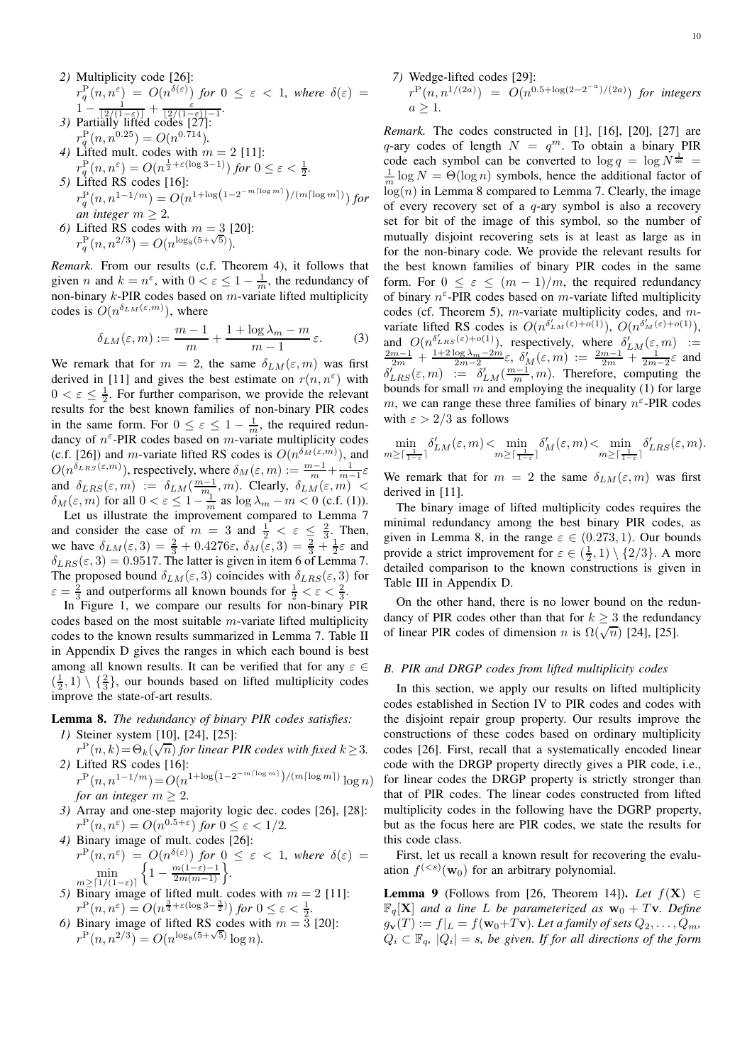2) Multiplicity code [26]:
$r_q^{\mathrm{P}}(n, n^{\varepsilon}) = O(n^{\delta(\varepsilon)})$ *for* $0 \leq \varepsilon < 1$*, where* $\delta(\varepsilon) = 1 - \frac{1}{\lceil 2/(1-\varepsilon) \rceil} + \frac{\varepsilon}{\lceil 2/(1-\varepsilon) \rceil - 1}$.

3) Partially lifted codes [27]:
$r_q^{\mathrm{P}}(n, n^{0.25}) = O(n^{0.714})$.

4) Lifted mult. codes with $m = 2$ [11]:
$r_q^{\mathrm{P}}(n, n^{\varepsilon}) = O(n^{\frac{1}{2} + \varepsilon(\log 3 - 1)})$ *for* $0 \leq \varepsilon < \frac{1}{2}$.

5) Lifted RS codes [16]:
$r_q^{\mathrm{P}}(n, n^{1-1/m}) = O(n^{1+\log\left(1 - 2^{-m\lceil \log m \rceil}\right)/(m \lceil \log m \rceil)})$ *for an integer* $m \geq 2$.

6) Lifted RS codes with $m = 3$ [20]:
$r_q^{\mathrm{P}}(n, n^{2/3}) = O(n^{\log_8 (5 + \sqrt{5})})$.

7) Wedge-lifted codes [29]:
$r^{\mathrm{P}}(n, n^{1/(2a)}) = O(n^{0.5 + \log(2 - 2^{-a})/(2a)})$ *for integers* $a \geq 1$.

*Remark.* From our results (c.f. Theorem 4), it follows that given $n$ and $k = n^{\varepsilon}$, with $0 < \varepsilon \leq 1 - \frac{1}{m}$, the redundancy of non-binary $k$-PIR codes based on $m$-variate lifted multiplicity codes is $O(n^{\delta_{LM}(\varepsilon, m)})$, where

$$\delta_{LM}(\varepsilon, m) := \frac{m-1}{m} + \frac{1 + \log \lambda_m - m}{m-1} \varepsilon. \tag{3}$$

We remark that for $m = 2$, the same $\delta_{LM}(\varepsilon, m)$ was first derived in [11] and gives the best estimate on $r(n, n^{\varepsilon})$ with $0 < \varepsilon \leq \frac{1}{2}$. For further comparison, we provide the relevant results for the best known families of non-binary PIR codes in the same form. For $0 \leq \varepsilon \leq 1 - \frac{1}{m}$, the required redundancy of $n^{\varepsilon}$-PIR codes based on $m$-variate multiplicity codes (c.f. [26]) and $m$-variate lifted RS codes is $O(n^{\delta_M(\varepsilon, m)})$, and $O(n^{\delta_{LRS}(\varepsilon, m)})$, respectively, where $\delta_M(\varepsilon, m) := \frac{m-1}{m} + \frac{1}{m-1}\varepsilon$ and $\delta_{LRS}(\varepsilon, m) := \delta_{LM}(\frac{m-1}{m}, m)$. Clearly, $\delta_{LM}(\varepsilon, m) < \delta_M(\varepsilon, m)$ for all $0 < \varepsilon \leq 1 - \frac{1}{m}$ as $\log \lambda_m - m < 0$ (c.f. (1)).

Let us illustrate the improvement compared to Lemma 7 and consider the case of $m = 3$ and $\frac{1}{2} < \varepsilon \leq \frac{2}{3}$. Then, we have $\delta_{LM}(\varepsilon, 3) = \frac{2}{3} + 0.4276\varepsilon$, $\delta_M(\varepsilon, 3) = \frac{2}{3} + \frac{1}{2}\varepsilon$ and $\delta_{LRS}(\varepsilon, 3) = 0.9517$. The latter is given in item 6 of Lemma 7. The proposed bound $\delta_{LM}(\varepsilon, 3)$ coincides with $\delta_{LRS}(\varepsilon, 3)$ for $\varepsilon = \frac{2}{3}$ and outperforms all known bounds for $\frac{1}{2} < \varepsilon < \frac{2}{3}$.

In Figure 1, we compare our results for non-binary PIR codes based on the most suitable $m$-variate lifted multiplicity codes to the known results summarized in Lemma 7. Table II in Appendix D gives the ranges in which each bound is best among all known results. It can be verified that for any $\varepsilon \in (\frac{1}{2}, 1) \setminus \{\frac{2}{3}\}$, our bounds based on lifted multiplicity codes improve the state-of-art results.

**Lemma 8.** *The redundancy of binary PIR codes satisfies:*

1) Steiner system [10], [24], [25]:
$r^{\mathrm{P}}(n, k) = \Theta_k(\sqrt{n})$ *for linear PIR codes with fixed* $k \geq 3$.

2) Lifted RS codes [16]:
$r^{\mathrm{P}}(n, n^{1-1/m}) = O(n^{1+\log\left(1 - 2^{-m\lceil \log m \rceil}\right)/(m \lceil \log m \rceil)} \log n)$ *for an integer* $m \geq 2$.

3) Array and one-step majority logic dec. codes [26], [28]:
$r^{\mathrm{P}}(n, n^{\varepsilon}) = O(n^{0.5 + \varepsilon})$ *for* $0 \leq \varepsilon < 1/2$.

4) Binary image of mult. codes [26]:
$r^{\mathrm{P}}(n, n^{\varepsilon}) = O(n^{\delta(\varepsilon)})$ *for* $0 \leq \varepsilon < 1$*, where* $\delta(\varepsilon) = \min_{m \geq \lceil 1/(1-\varepsilon) \rceil} \left\{1 - \frac{m(1-\varepsilon) - 1}{2m(m-1)}\right\}$.

5) Binary image of lifted mult. codes with $m = 2$ [11]:
$r^{\mathrm{P}}(n, n^{\varepsilon}) = O(n^{\frac{3}{4} + \varepsilon(\log 3 - \frac{3}{2})})$ *for* $0 \leq \varepsilon < \frac{1}{2}$.

6) Binary image of lifted RS codes with $m = 3$ [20]:
$r^{\mathrm{P}}(n, n^{2/3}) = O(n^{\log_8 (5 + \sqrt{5})} \log n)$.

*Remark.* The codes constructed in [1], [16], [20], [27] are $q$-ary codes of length $N = q^m$. To obtain a binary PIR code each symbol can be converted to $\log q = \log N^{\frac{1}{m}} = \frac{1}{m} \log N = \Theta(\log n)$ symbols, hence the additional factor of $\log(n)$ in Lemma 8 compared to Lemma 7. Clearly, the image of every recovery set of a $q$-ary symbol is also a recovery set for bit of the image of this symbol, so the number of mutually disjoint recovering sets is at least as large as in for the non-binary code. We provide the relevant results for the best known families of binary PIR codes in the same form. For $0 \leq \varepsilon \leq (m-1)/m$, the required redundancy of binary $n^{\varepsilon}$-PIR codes based on $m$-variate lifted multiplicity codes (cf. Theorem 5), $m$-variate multiplicity codes, and $m$-variate lifted RS codes is $O(n^{\delta'_{LM}(\varepsilon) + o(1)})$, $O(n^{\delta'_M(\varepsilon) + o(1)})$, and $O(n^{\delta'_{LRS}(\varepsilon) + o(1)})$, respectively, where $\delta'_{LM}(\varepsilon, m) := \frac{2m-1}{2m} + \frac{1 + 2\log \lambda_m - 2m}{2m-2}\varepsilon$, $\delta'_M(\varepsilon, m) := \frac{2m-1}{2m} + \frac{1}{2m-2}\varepsilon$ and $\delta'_{LRS}(\varepsilon, m) := \delta'_{LM}(\frac{m-1}{m}, m)$. Therefore, computing the bounds for small $m$ and employing the inequality (1) for large $m$, we can range these three families of binary $n^{\varepsilon}$-PIR codes with $\varepsilon > 2/3$ as follows

$$\min_{m \geq \lceil \frac{1}{1-\varepsilon} \rceil} \delta'_{LM}(\varepsilon, m) < \min_{m \geq \lceil \frac{1}{1-\varepsilon} \rceil} \delta'_M(\varepsilon, m) < \min_{m \geq \lceil \frac{1}{1-\varepsilon} \rceil} \delta'_{LRS}(\varepsilon, m).$$

We remark that for $m = 2$ the same $\delta_{LM}(\varepsilon, m)$ was first derived in [11].

The binary image of lifted multiplicity codes requires the minimal redundancy among the best binary PIR codes, as given in Lemma 8, in the range $\varepsilon \in (0.273, 1)$. Our bounds provide a strict improvement for $\varepsilon \in (\frac{1}{2}, 1) \setminus \{2/3\}$. A more detailed comparison to the known constructions is given in Table III in Appendix D.

On the other hand, there is no lower bound on the redundancy of PIR codes other than that for $k \geq 3$ the redundancy of linear PIR codes of dimension $n$ is $\Omega(\sqrt{n})$ [24], [25].

### B. PIR and DRGP codes from lifted multiplicity codes

In this section, we apply our results on lifted multiplicity codes established in Section IV to PIR codes and codes with the disjoint repair group property. Our results improve the constructions of these codes based on ordinary multiplicity codes [26]. First, recall that a systematically encoded linear code with the DRGP property directly gives a PIR code, i.e., for linear codes the DRGP property is strictly stronger than that of PIR codes. The linear codes constructed from lifted multiplicity codes in the following have the DGRP property, but as the focus here are PIR codes, we state the results for this code class.

First, let us recall a known result for recovering the evaluation $f^{(<s)}(\mathbf{w}_0)$ for an arbitrary polynomial.

**Lemma 9** (Follows from [26, Theorem 14])**.** *Let* $f(\mathbf{X}) \in \mathbb{F}_q[\mathbf{X}]$ *and a line* $L$ *be parameterized as* $\mathbf{w}_0 + T\mathbf{v}$*. Define* $g_{\mathbf{v}}(T) := f|_L = f(\mathbf{w}_0 + T\mathbf{v})$*. Let a family of sets* $Q_2, \ldots, Q_m$*,* $Q_i \subset \mathbb{F}_q$*,* $|Q_i| = s$*, be given. If for all directions of the form*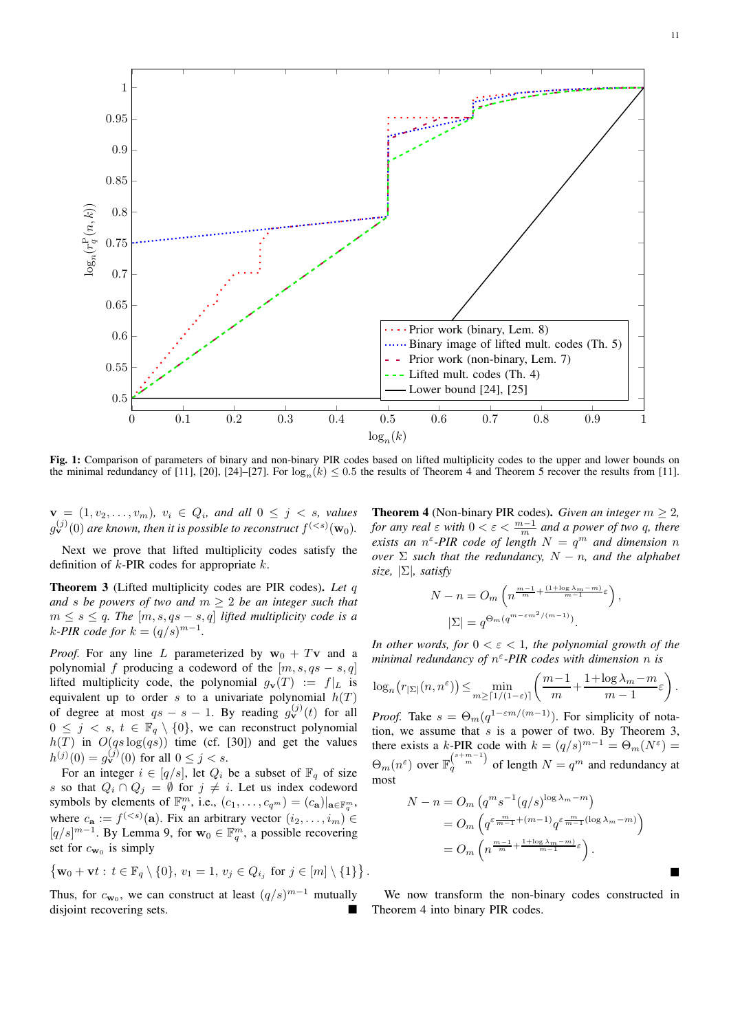Fig. 1: Comparison of parameters of binary and non-binary PIR codes based on lifted multiplicity codes to the upper and lower bounds on the minimal redundancy of [11], [20], [24]–[27]. For $\log_n(k) \le 0.5$ the results of Theorem 4 and Theorem 5 recover the results from [11].

$\mathbf{v} = (1, v_2, \ldots, v_m)$, $v_i \in Q_i$, and all $0 \le j < s$, values $g_{\mathbf{v}}^{(j)}(0)$ are known, then it is possible to reconstruct $f^{(<s)}(\mathbf{w}_0)$.

Next we prove that lifted multiplicity codes satisfy the definition of $k$-PIR codes for appropriate $k$.

**Theorem 3** (Lifted multiplicity codes are PIR codes). *Let $q$ and $s$ be powers of two and $m \ge 2$ be an integer such that $m \le s \le q$. The $[m, s, qs - s, q]$ lifted multiplicity code is a $k$-PIR code for $k = (q/s)^{m-1}$.*

*Proof.* For any line $L$ parameterized by $\mathbf{w}_0 + T\mathbf{v}$ and a polynomial $f$ producing a codeword of the $[m, s, qs - s, q]$ lifted multiplicity code, the polynomial $g_{\mathbf{v}}(T) := f|_L$ is equivalent up to order $s$ to a univariate polynomial $h(T)$ of degree at most $qs - s - 1$. By reading $g_{\mathbf{v}}^{(j)}(t)$ for all $0 \le j < s$, $t \in \mathbb{F}_q \setminus \{0\}$, we can reconstruct polynomial $h(T)$ in $O(qs \log(qs))$ time (cf. [30]) and get the values $h^{(j)}(0) = g_{\mathbf{v}}^{(j)}(0)$ for all $0 \le j < s$.

For an integer $i \in [q/s]$, let $Q_i$ be a subset of $\mathbb{F}_q$ of size $s$ so that $Q_i \cap Q_j = \emptyset$ for $j \ne i$. Let us index codeword symbols by elements of $\mathbb{F}_q^m$, i.e., $(c_1, \ldots, c_{q^m}) = (c_{\mathbf{a}})|_{\mathbf{a} \in \mathbb{F}_q^m}$, where $c_{\mathbf{a}} := f^{(<s)}(\mathbf{a})$. Fix an arbitrary vector $(i_2, \ldots, i_m) \in [q/s]^{m-1}$. By Lemma 9, for $\mathbf{w}_0 \in \mathbb{F}_q^m$, a possible recovering set for $c_{\mathbf{w}_0}$ is simply

$$\left\{\mathbf{w}_0 + \mathbf{v}t : t \in \mathbb{F}_q \setminus \{0\},\ v_1 = 1,\ v_j \in Q_{i_j} \text{ for } j \in [m] \setminus \{1\}\right\}.$$

Thus, for $c_{\mathbf{w}_0}$, we can construct at least $(q/s)^{m-1}$ mutually disjoint recovering sets. ■

**Theorem 4** (Non-binary PIR codes). *Given an integer $m \ge 2$, for any real $\varepsilon$ with $0 < \varepsilon < \frac{m-1}{m}$ and a power of two $q$, there exists an $n^\varepsilon$-PIR code of length $N = q^m$ and dimension $n$ over $\Sigma$ such that the redundancy, $N - n$, and the alphabet size, $|\Sigma|$, satisfy*

$$N - n = O_m\left(n^{\frac{m-1}{m} + \frac{(1+\log \lambda_m - m)}{m-1}\varepsilon}\right),$$
$$|\Sigma| = q^{\Theta_m(q^{m-\varepsilon m^2/(m-1)})}.$$

*In other words, for $0 < \varepsilon < 1$, the polynomial growth of the minimal redundancy of $n^\varepsilon$-PIR codes with dimension $n$ is*

$$\log_n\left(r_{|\Sigma|}(n, n^\varepsilon)\right) \le \min_{m \ge \lceil 1/(1-\varepsilon) \rceil} \left(\frac{m-1}{m} + \frac{1+\log \lambda_m - m}{m-1}\varepsilon\right).$$

*Proof.* Take $s = \Theta_m(q^{1-\varepsilon m/(m-1)})$. For simplicity of notation, we assume that $s$ is a power of two. By Theorem 3, there exists a $k$-PIR code with $k = (q/s)^{m-1} = \Theta_m(N^\varepsilon) = \Theta_m(n^\varepsilon)$ over $\mathbb{F}_q^{\binom{s+m-1}{m}}$ of length $N = q^m$ and redundancy at most

$$\begin{aligned}
N - n &= O_m\left(q^m s^{-1} (q/s)^{\log \lambda_m - m}\right) \\
&= O_m\left(q^{\varepsilon \frac{m}{m-1} + (m-1)} q^{\varepsilon \frac{m}{m-1}(\log \lambda_m - m)}\right) \\
&= O_m\left(n^{\frac{m-1}{m} + \frac{1+\log \lambda_m - m)}{m-1}\varepsilon}\right).
\end{aligned}$$

■

We now transform the non-binary codes constructed in Theorem 4 into binary PIR codes.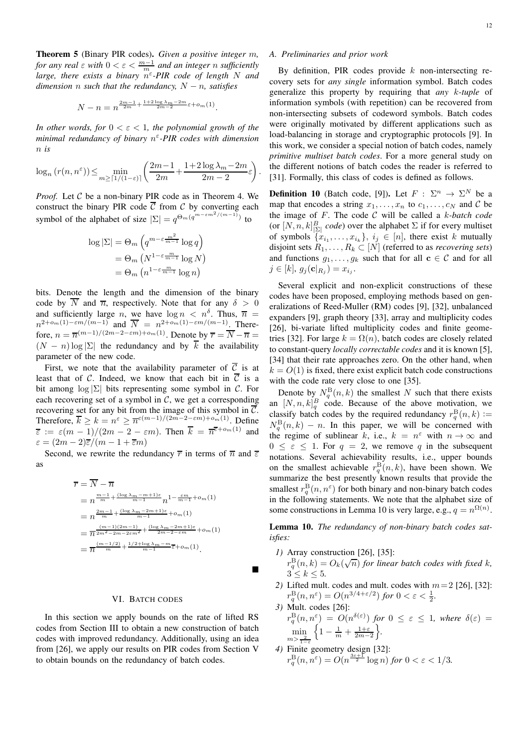**Theorem 5** (Binary PIR codes)**.** *Given a positive integer $m$, for any real $\varepsilon$ with $0 < \varepsilon < \frac{m-1}{m}$ and an integer $n$ sufficiently large, there exists a binary $n^\varepsilon$-PIR code of length $N$ and dimension $n$ such that the redundancy, $N - n$, satisfies*

$$N - n = n^{\frac{2m-1}{2m} + \frac{1+2\log\lambda_m - 2m}{2m-2}\varepsilon + o_m(1)}.$$

*In other words, for $0 < \varepsilon < 1$, the polynomial growth of the minimal redundancy of binary $n^\varepsilon$-PIR codes with dimension $n$ is*

$$\log_n(r(n, n^\varepsilon)) \leq \min_{m \geq \lceil 1/(1-\varepsilon) \rceil} \left( \frac{2m-1}{2m} + \frac{1+2\log\lambda_m - 2m}{2m-2}\varepsilon \right).$$

*Proof.* Let $\mathcal{C}$ be a non-binary PIR code as in Theorem 4. We construct the binary PIR code $\overline{\mathcal{C}}$ from $\mathcal{C}$ by converting each symbol of the alphabet of size $|\Sigma| = q^{\Theta_m(q^{m-\varepsilon m^2/(m-1)})}$ to

$$\begin{aligned}
\log|\Sigma| &= \Theta_m\left(q^{m - \varepsilon\frac{m^2}{m-1}} \log q\right) \\
&= \Theta_m\left(N^{1-\varepsilon\frac{m}{m-1}} \log N\right) \\
&= \Theta_m\left(n^{1-\varepsilon\frac{m}{m-1}} \log n\right)
\end{aligned}$$

bits. Denote the length and the dimension of the binary code by $\overline{N}$ and $\overline{n}$, respectively. Note that for any $\delta > 0$ and sufficiently large $n$, we have $\log n < n^\delta$. Thus, $\overline{n} = n^{2+o_m(1)-\varepsilon m/(m-1)}$ and $\overline{N} = n^{2+o_m(1)-\varepsilon m/(m-1)}$. Therefore, $n = \overline{n}^{(m-1)/(2m-2-\varepsilon m)+o_m(1)}$. Denote by $\overline{r} = \overline{N} - \overline{n} = (N-n)\log|\Sigma|$ the redundancy and by $\overline{k}$ the availability parameter of the new code.

First, we note that the availability parameter of $\overline{\mathcal{C}}$ is at least that of $\mathcal{C}$. Indeed, we know that each bit in $\overline{\mathcal{C}}$ is a bit among $\log|\Sigma|$ bits representing some symbol in $\mathcal{C}$. For each recovering set of a symbol in $\mathcal{C}$, we get a recovering set for any bit from the image of this symbol in $\overline{\mathcal{C}}$. Therefore, $\overline{k} \geq k = n^\varepsilon \geq \overline{n}^{\varepsilon(m-1)/(2m-2-\varepsilon m)+o_m(1)}$. Define $\overline{\varepsilon} := \varepsilon(m-1)/(2m-2-\varepsilon m)$. Then $\overline{k} = \overline{n}^{\overline{\varepsilon}+o_m(1)}$ and $\varepsilon = (2m-2)\overline{\varepsilon}/(m-1+\overline{\varepsilon}m)$

Second, we rewrite the redundancy $\overline{r}$ in terms of $\overline{n}$ and $\overline{\varepsilon}$ as

$$\begin{aligned}
\overline{r} &= \overline{N} - \overline{n} \\
&= n^{\frac{m-1}{m} + \frac{(\log\lambda_m - m+1)\varepsilon}{m-1}} n^{1-\frac{\varepsilon m}{m-1}+o_m(1)} \\
&= n^{\frac{2m-1}{m} + \frac{(\log\lambda_m - 2m+1)\varepsilon}{m-1}+o_m(1)} \\
&= \overline{n}^{\frac{(m-1)(2m-1)}{2m^2-2m-2\varepsilon m^2} + \frac{(\log\lambda_m - 2m+1)\varepsilon}{2m-2-\varepsilon m}+o_m(1)} \\
&= \overline{n}^{\frac{(m-1/2)}{m} + \frac{1/2+\log\lambda_m - m}{m-1}\overline{\varepsilon}+o_m(1)}.
\end{aligned}$$

■

## VI. Batch codes

In this section we apply bounds on the rate of lifted RS codes from Section III to obtain a new construction of batch codes with improved redundancy. Additionally, using an idea from [26], we apply our results on PIR codes from Section V to obtain bounds on the redundancy of batch codes.

### A. Preliminaries and prior work

By definition, PIR codes provide $k$ non-intersecting recovery sets for *any single* information symbol. Batch codes generalize this property by requiring that *any $k$-tuple* of information symbols (with repetition) can be recovered from non-intersecting subsets of codeword symbols. Batch codes were originally motivated by different applications such as load-balancing in storage and cryptographic protocols [9]. In this work, we consider a special notion of batch codes, namely *primitive multiset batch codes*. For a more general study on the different notions of batch codes the reader is referred to [31]. Formally, this class of codes is defined as follows.

**Definition 10** (Batch code, [9])**.** Let $F : \Sigma^n \to \Sigma^N$ be a map that encodes a string $x_1, \ldots, x_n$ to $c_1, \ldots, c_N$ and $\mathcal{C}$ be the image of $F$. The code $\mathcal{C}$ will be called a *$k$-batch code* (or $[N, n, k]^B_{|\Sigma|}$ *code*) over the alphabet $\Sigma$ if for every multiset of symbols $\{x_{i_1}, \ldots, x_{i_k}\}$, $i_j \in [n]$, there exist $k$ mutually disjoint sets $R_1, \ldots, R_k \subset [N]$ (referred to as *recovering sets*) and functions $g_1, \ldots, g_k$ such that for all $\mathbf{c} \in \mathcal{C}$ and for all $j \in [k]$, $g_j(\mathbf{c}|_{R_j}) = x_{i_j}$.

Several explicit and non-explicit constructions of these codes have been proposed, employing methods based on generalizations of Reed-Muller (RM) codes [9], [32], unbalanced expanders [9], graph theory [33], array and multiplicity codes [26], bi-variate lifted multiplicity codes and finite geometries [32]. For large $k = \Omega(n)$, batch codes are closely related to constant-query *locally correctable codes* and it is known [5], [34] that their rate approaches zero. On the other hand, when $k = O(1)$ is fixed, there exist explicit batch code constructions with the code rate very close to one [35].

Denote by $N^B_q(n, k)$ the smallest $N$ such that there exists an $[N, n, k]^B_q$ code. Because of the above motivation, we classify batch codes by the required redundancy $r^B_q(n, k) := N^B_q(n, k) - n$. In this paper, we will be concerned with the regime of sublinear $k$, i.e., $k = n^\varepsilon$ with $n \to \infty$ and $0 \leq \varepsilon \leq 1$. For $q = 2$, we remove $q$ in the subsequent notations. Several achievability results, i.e., upper bounds on the smallest achievable $r^B_q(n, k)$, have been shown. We summarize the best presently known results that provide the smallest $r^B_q(n, n^\varepsilon)$ for both binary and non-binary batch codes in the following statements. We note that the alphabet size of some constructions in Lemma 10 is very large, e.g., $q = n^{\Omega(n)}$.

**Lemma 10.** *The redundancy of non-binary batch codes satisfies:*

1) Array construction [26], [35]:
$r^B_q(n, k) = O_k(\sqrt{n})$ *for linear batch codes with fixed $k$, $3 \leq k \leq 5$.*
2) Lifted mult. codes and mult. codes with $m = 2$ [26], [32]:
$r^B_q(n, n^\varepsilon) = O(n^{3/4+\varepsilon/2})$ *for $0 < \varepsilon < \frac{1}{2}$.*
3) Mult. codes [26]:
$r^B_q(n, n^\varepsilon) = O(n^{\delta(\varepsilon)})$ *for $0 \leq \varepsilon \leq 1$, where* $\delta(\varepsilon) = \min\limits_{m > \frac{2}{1-\varepsilon}} \left\{1 - \frac{1}{m} + \frac{1+\varepsilon}{2m-2}\right\}$.
4) Finite geometry design [32]:
$r^B_q(n, n^\varepsilon) = O(n^{\frac{3\varepsilon+1}{2}} \log n)$ *for $0 < \varepsilon < 1/3$.*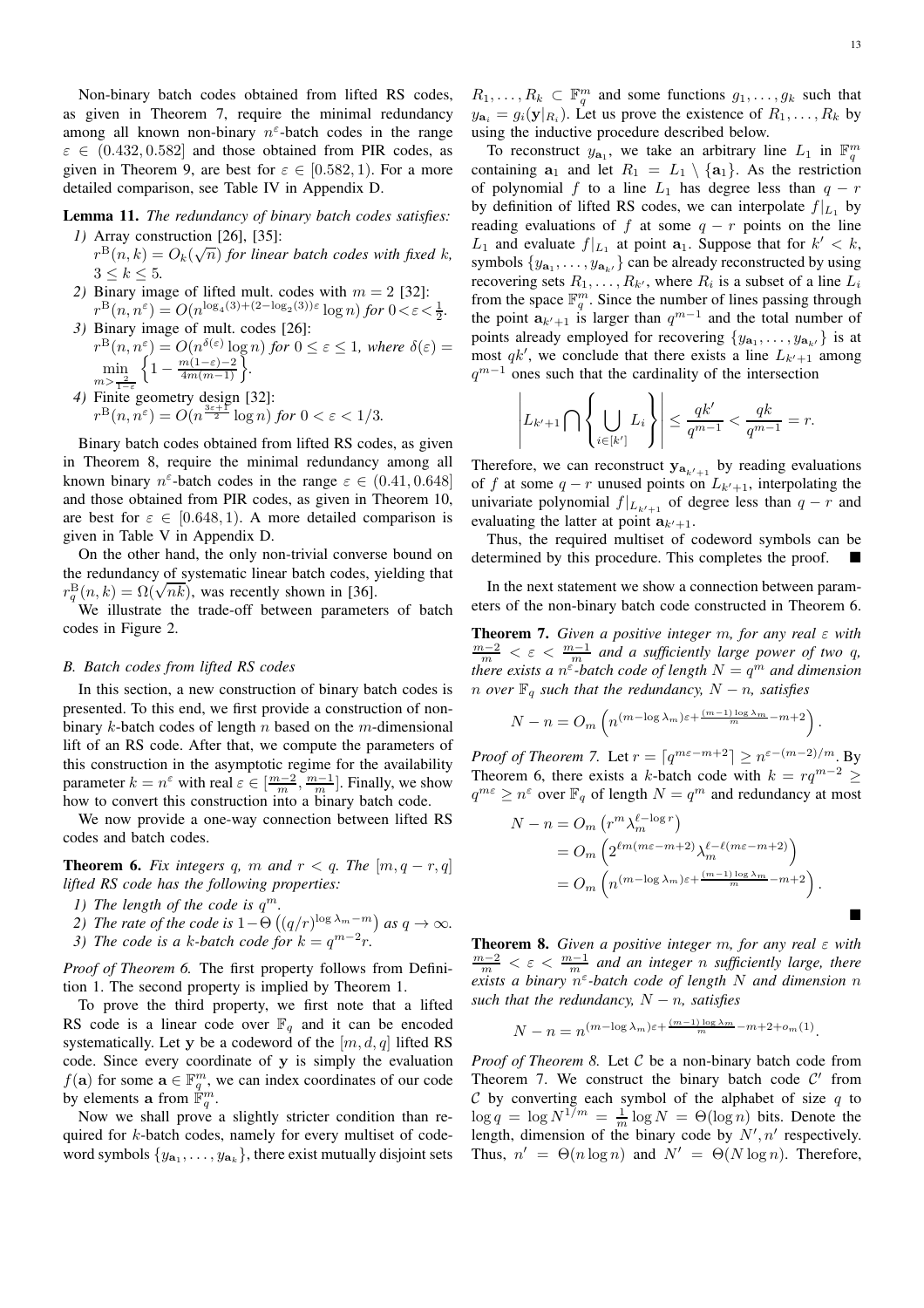Non-binary batch codes obtained from lifted RS codes, as given in Theorem 7, require the minimal redundancy among all known non-binary $n^\varepsilon$-batch codes in the range $\varepsilon \in (0.432, 0.582]$ and those obtained from PIR codes, as given in Theorem 9, are best for $\varepsilon \in [0.582, 1)$. For a more detailed comparison, see Table IV in Appendix D.

**Lemma 11.** *The redundancy of binary batch codes satisfies:*

1) Array construction [26], [35]: $r^{\mathrm{B}}(n, k) = O_k(\sqrt{n})$ *for linear batch codes with fixed* $k$, $3 \le k \le 5$.
2) Binary image of lifted mult. codes with $m = 2$ [32]: $r^{\mathrm{B}}(n, n^\varepsilon) = O(n^{\log_4(3)+(2-\log_2(3))\varepsilon} \log n)$ *for* $0 < \varepsilon < \frac{1}{2}$.
3) Binary image of mult. codes [26]: $r^{\mathrm{B}}(n, n^\varepsilon) = O(n^{\delta(\varepsilon)} \log n)$ *for* $0 \le \varepsilon \le 1$, *where* $\delta(\varepsilon) = \min\limits_{m > \frac{2}{1-\varepsilon}} \left\{ 1 - \frac{m(1-\varepsilon)-2}{4m(m-1)} \right\}$.
4) Finite geometry design [32]: $r^{\mathrm{B}}(n, n^\varepsilon) = O(n^{\frac{3\varepsilon+1}{2}} \log n)$ *for* $0 < \varepsilon < 1/3$.

Binary batch codes obtained from lifted RS codes, as given in Theorem 8, require the minimal redundancy among all known binary $n^\varepsilon$-batch codes in the range $\varepsilon \in (0.41, 0.648]$ and those obtained from PIR codes, as given in Theorem 10, are best for $\varepsilon \in [0.648, 1)$. A more detailed comparison is given in Table V in Appendix D.

On the other hand, the only non-trivial converse bound on the redundancy of systematic linear batch codes, yielding that $r_q^{\mathrm{B}}(n, k) = \Omega(\sqrt{nk})$, was recently shown in [36].

We illustrate the trade-off between parameters of batch codes in Figure 2.

### B. Batch codes from lifted RS codes

In this section, a new construction of binary batch codes is presented. To this end, we first provide a construction of non-binary $k$-batch codes of length $n$ based on the $m$-dimensional lift of an RS code. After that, we compute the parameters of this construction in the asymptotic regime for the availability parameter $k = n^\varepsilon$ with real $\varepsilon \in [\frac{m-2}{m}, \frac{m-1}{m}]$. Finally, we show how to convert this construction into a binary batch code.

We now provide a one-way connection between lifted RS codes and batch codes.

**Theorem 6.** *Fix integers* $q$, $m$ *and* $r < q$. *The* $[m, q-r, q]$ *lifted RS code has the following properties:*

1) *The length of the code is* $q^m$.
2) *The rate of the code is* $1 - \Theta\left((q/r)^{\log \lambda_m - m}\right)$ *as* $q \to \infty$.
3) *The code is a* $k$*-batch code for* $k = q^{m-2} r$.

*Proof of Theorem 6.* The first property follows from Definition 1. The second property is implied by Theorem 1.

To prove the third property, we first note that a lifted RS code is a linear code over $\mathbb{F}_q$ and it can be encoded systematically. Let $\mathbf{y}$ be a codeword of the $[m, d, q]$ lifted RS code. Since every coordinate of $\mathbf{y}$ is simply the evaluation $f(\mathbf{a})$ for some $\mathbf{a} \in \mathbb{F}_q^m$, we can index coordinates of our code by elements $\mathbf{a}$ from $\mathbb{F}_q^m$.

Now we shall prove a slightly stricter condition than required for $k$-batch codes, namely for every multiset of codeword symbols $\{y_{\mathbf{a}_1}, \ldots, y_{\mathbf{a}_k}\}$, there exist mutually disjoint sets $R_1, \ldots, R_k \subset \mathbb{F}_q^m$ and some functions $g_1, \ldots, g_k$ such that $y_{\mathbf{a}_i} = g_i(\mathbf{y}|_{R_i})$. Let us prove the existence of $R_1, \ldots, R_k$ by using the inductive procedure described below.

To reconstruct $y_{\mathbf{a}_1}$, we take an arbitrary line $L_1$ in $\mathbb{F}_q^m$ containing $\mathbf{a}_1$ and let $R_1 = L_1 \setminus \{\mathbf{a}_1\}$. As the restriction of polynomial $f$ to a line $L_1$ has degree less than $q - r$ by definition of lifted RS codes, we can interpolate $f|_{L_1}$ by reading evaluations of $f$ at some $q - r$ points on the line $L_1$ and evaluate $f|_{L_1}$ at point $\mathbf{a}_1$. Suppose that for $k' < k$, symbols $\{y_{\mathbf{a}_1}, \ldots, y_{\mathbf{a}_{k'}}\}$ can be already reconstructed by using recovering sets $R_1, \ldots, R_{k'}$, where $R_i$ is a subset of a line $L_i$ from the space $\mathbb{F}_q^m$. Since the number of lines passing through the point $\mathbf{a}_{k'+1}$ is larger than $q^{m-1}$ and the total number of points already employed for recovering $\{y_{\mathbf{a}_1}, \ldots, y_{\mathbf{a}_{k'}}\}$ is at most $qk'$, we conclude that there exists a line $L_{k'+1}$ among $q^{m-1}$ ones such that the cardinality of the intersection

$$\left| L_{k'+1} \bigcap \left\{ \bigcup_{i \in [k']} L_i \right\} \right| \le \frac{qk'}{q^{m-1}} < \frac{qk}{q^{m-1}} = r.$$

Therefore, we can reconstruct $\mathbf{y}_{\mathbf{a}_{k'+1}}$ by reading evaluations of $f$ at some $q - r$ unused points on $L_{k'+1}$, interpolating the univariate polynomial $f|_{L_{k'+1}}$ of degree less than $q - r$ and evaluating the latter at point $\mathbf{a}_{k'+1}$.

Thus, the required multiset of codeword symbols can be determined by this procedure. This completes the proof. ∎

In the next statement we show a connection between parameters of the non-binary batch code constructed in Theorem 6.

**Theorem 7.** *Given a positive integer* $m$, *for any real* $\varepsilon$ *with* $\frac{m-2}{m} < \varepsilon < \frac{m-1}{m}$ *and a sufficiently large power of two* $q$, *there exists a* $n^\varepsilon$*-batch code of length* $N = q^m$ *and dimension* $n$ *over* $\mathbb{F}_q$ *such that the redundancy,* $N - n$, *satisfies*

$$N - n = O_m\left(n^{(m - \log \lambda_m)\varepsilon + \frac{(m-1)\log \lambda_m}{m} - m + 2}\right).$$

*Proof of Theorem 7.* Let $r = \lceil q^{m\varepsilon - m + 2} \rceil \ge n^{\varepsilon - (m-2)/m}$. By Theorem 6, there exists a $k$-batch code with $k = rq^{m-2} \ge q^{m\varepsilon} \ge n^\varepsilon$ over $\mathbb{F}_q$ of length $N = q^m$ and redundancy at most

$$\begin{aligned} N - n &= O_m\left(r^m \lambda_m^{\ell - \log r}\right) \\ &= O_m\left(2^{\ell m(m\varepsilon - m + 2)} \lambda_m^{\ell - \ell(m\varepsilon - m + 2)}\right) \\ &= O_m\left(n^{(m - \log \lambda_m)\varepsilon + \frac{(m-1)\log \lambda_m}{m} - m + 2}\right). \end{aligned}$$

∎

**Theorem 8.** *Given a positive integer* $m$, *for any real* $\varepsilon$ *with* $\frac{m-2}{m} < \varepsilon < \frac{m-1}{m}$ *and an integer* $n$ *sufficiently large, there exists a binary* $n^\varepsilon$*-batch code of length* $N$ *and dimension* $n$ *such that the redundancy,* $N - n$, *satisfies*

$$N - n = n^{(m - \log \lambda_m)\varepsilon + \frac{(m-1)\log \lambda_m}{m} - m + 2 + o_m(1)}.$$

*Proof of Theorem 8.* Let $\mathcal{C}$ be a non-binary batch code from Theorem 7. We construct the binary batch code $\mathcal{C}'$ from $\mathcal{C}$ by converting each symbol of the alphabet of size $q$ to $\log q = \log N^{1/m} = \frac{1}{m} \log N = \Theta(\log n)$ bits. Denote the length, dimension of the binary code by $N', n'$ respectively. Thus, $n' = \Theta(n \log n)$ and $N' = \Theta(N \log n)$. Therefore,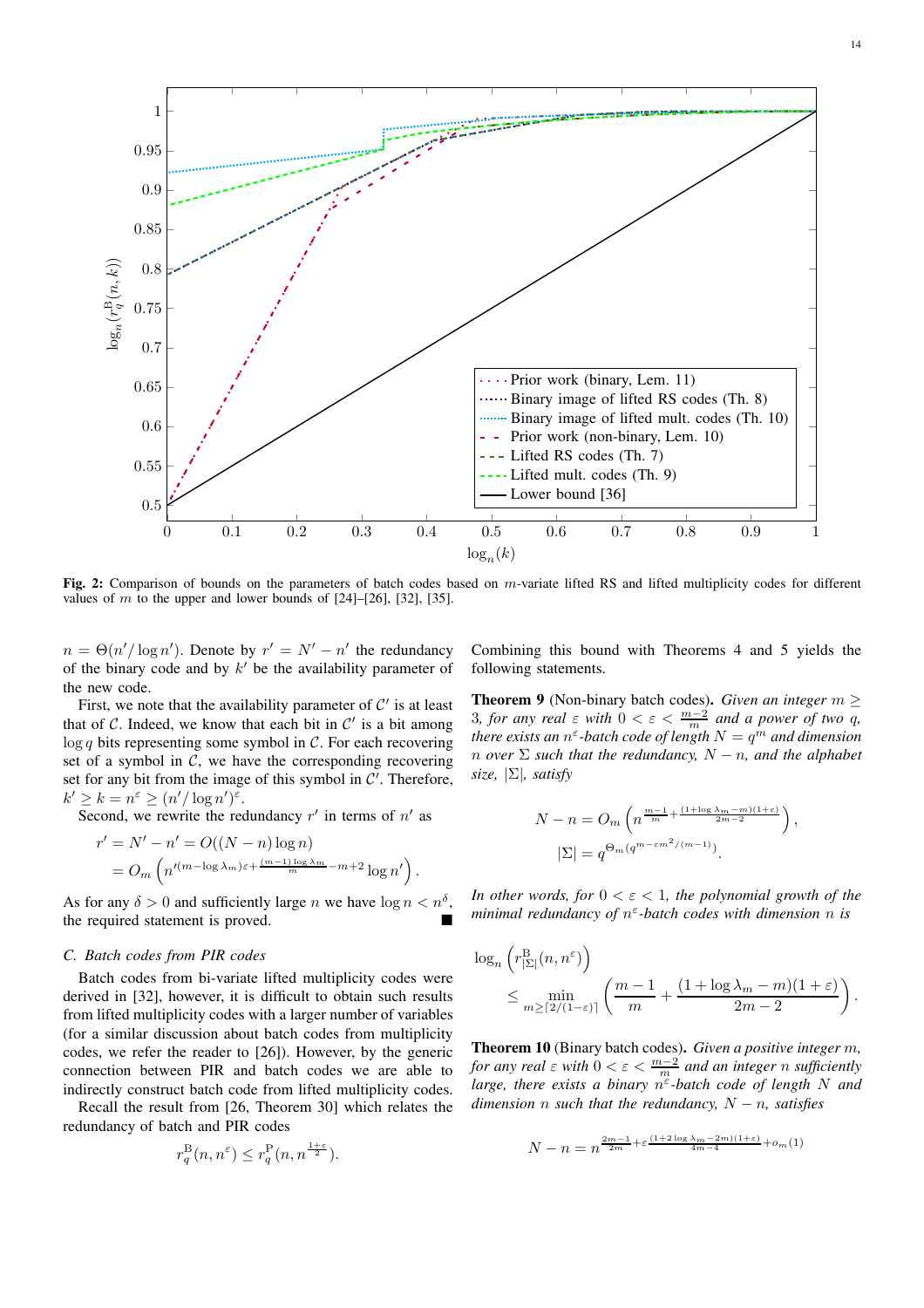1
0.95
0.9
0.85
0.8
0.75
0.7
0.65
0.6
0.55
0.5

0 0.1 0.2 0.3 0.4 0.5 0.6 0.7 0.8 0.9 1

$\log_n(r_q^{\mathrm{B}}(n,k))$

$\log_n(k)$

Prior work (binary, Lem. 11)
Binary image of lifted RS codes (Th. 8)
Binary image of lifted mult. codes (Th. 10)
Prior work (non-binary, Lem. 10)
Lifted RS codes (Th. 7)
Lifted mult. codes (Th. 9)
Lower bound [36]

**Fig. 2:** Comparison of bounds on the parameters of batch codes based on $m$-variate lifted RS and lifted multiplicity codes for different values of $m$ to the upper and lower bounds of [24]–[26], [32], [35].

$n = \Theta(n'/\log n')$. Denote by $r' = N' - n'$ the redundancy of the binary code and by $k'$ be the availability parameter of the new code.

First, we note that the availability parameter of $\mathcal{C}'$ is at least that of $\mathcal{C}$. Indeed, we know that each bit in $\mathcal{C}'$ is a bit among $\log q$ bits representing some symbol in $\mathcal{C}$. For each recovering set of a symbol in $\mathcal{C}$, we have the corresponding recovering set for any bit from the image of this symbol in $\mathcal{C}'$. Therefore, $k' \geq k = n^{\varepsilon} \geq (n'/\log n')^{\varepsilon}$.

Second, we rewrite the redundancy $r'$ in terms of $n'$ as

$$
\begin{aligned}
r' &= N' - n' = O((N-n)\log n) \\
&= O_m\left(n'^{(m-\log\lambda_m)\varepsilon + \frac{(m-1)\log\lambda_m}{m} - m + 2}\log n'\right).
\end{aligned}
$$

As for any $\delta > 0$ and sufficiently large $n$ we have $\log n < n^{\delta}$, the required statement is proved. ■

### C. Batch codes from PIR codes

Batch codes from bi-variate lifted multiplicity codes were derived in [32], however, it is difficult to obtain such results from lifted multiplicity codes with a larger number of variables (for a similar discussion about batch codes from multiplicity codes, we refer the reader to [26]). However, by the generic connection between PIR and batch codes we are able to indirectly construct batch code from lifted multiplicity codes.

Recall the result from [26, Theorem 30] which relates the redundancy of batch and PIR codes

$$
r_q^{\mathrm{B}}(n, n^{\varepsilon}) \leq r_q^{\mathrm{P}}(n, n^{\frac{1+\varepsilon}{2}}).
$$

Combining this bound with Theorems 4 and 5 yields the following statements.

**Theorem 9** (Non-binary batch codes)**.** *Given an integer $m \geq 3$, for any real $\varepsilon$ with $0 < \varepsilon < \frac{m-2}{m}$ and a power of two $q$, there exists an $n^{\varepsilon}$-batch code of length $N = q^m$ and dimension $n$ over $\Sigma$ such that the redundancy, $N - n$, and the alphabet size, $|\Sigma|$, satisfy*

$$
\begin{aligned}
N - n &= O_m\left(n^{\frac{m-1}{m} + \frac{(1+\log\lambda_m - m)(1+\varepsilon)}{2m-2}}\right), \\
|\Sigma| &= q^{\Theta_m(q^{m-\varepsilon m^2/(m-1)})}.
\end{aligned}
$$

*In other words, for $0 < \varepsilon < 1$, the polynomial growth of the minimal redundancy of $n^{\varepsilon}$-batch codes with dimension $n$ is*

$$
\begin{aligned}
&\log_n\left(r_{|\Sigma|}^{\mathrm{B}}(n, n^{\varepsilon})\right) \\
&\quad \leq \min_{m \geq \lceil 2/(1-\varepsilon) \rceil}\left(\frac{m-1}{m} + \frac{(1+\log\lambda_m - m)(1+\varepsilon)}{2m-2}\right).
\end{aligned}
$$

**Theorem 10** (Binary batch codes)**.** *Given a positive integer $m$, for any real $\varepsilon$ with $0 < \varepsilon < \frac{m-2}{m}$ and an integer $n$ sufficiently large, there exists a binary $n^{\varepsilon}$-batch code of length $N$ and dimension $n$ such that the redundancy, $N - n$, satisfies*

$$
N - n = n^{\frac{2m-1}{2m} + \varepsilon\frac{(1+2\log\lambda_m - 2m)(1+\varepsilon)}{4m-4} + o_m(1)}
$$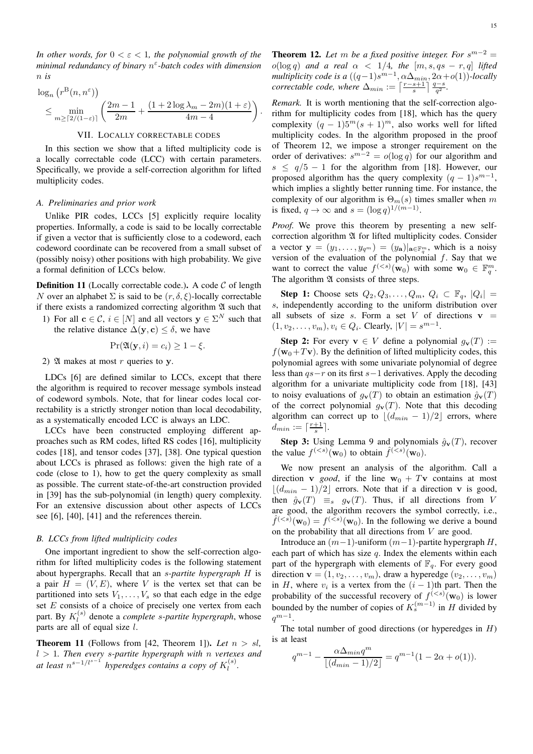*In other words, for $0 < \varepsilon < 1$, the polynomial growth of the minimal redundancy of binary $n^{\varepsilon}$-batch codes with dimension $n$ is*

$$\log_n \left(r^{\mathrm{B}}(n, n^{\varepsilon})\right) \leq \min_{m \geq \lceil 2/(1-\varepsilon) \rceil} \left( \frac{2m-1}{2m} + \frac{(1 + 2\log \lambda_m - 2m)(1+\varepsilon)}{4m-4} \right).$$

## VII. Locally correctable codes

In this section we show that a lifted multiplicity code is a locally correctable code (LCC) with certain parameters. Specifically, we provide a self-correction algorithm for lifted multiplicity codes.

### A. Preliminaries and prior work

Unlike PIR codes, LCCs [5] explicitly require locality properties. Informally, a code is said to be locally correctable if given a vector that is sufficiently close to a codeword, each codeword coordinate can be recovered from a small subset of (possibly noisy) other positions with high probability. We give a formal definition of LCCs below.

**Definition 11** (Locally correctable code.)**.** A code $\mathcal{C}$ of length $N$ over an alphabet $\Sigma$ is said to be $(r, \delta, \xi)$-locally correctable if there exists a randomized correcting algorithm $\mathfrak{A}$ such that

1) For all $\mathbf{c} \in \mathcal{C}$, $i \in [N]$ and all vectors $\mathbf{y} \in \Sigma^N$ such that the relative distance $\Delta(\mathbf{y}, \mathbf{c}) \leq \delta$, we have
$$\Pr(\mathfrak{A}(\mathbf{y}, i) = c_i) \geq 1 - \xi.$$
2) $\mathfrak{A}$ makes at most $r$ queries to $\mathbf{y}$.

LDCs [6] are defined similar to LCCs, except that there the algorithm is required to recover message symbols instead of codeword symbols. Note, that for linear codes local correctability is a strictly stronger notion than local decodability, as a systematically encoded LCC is always an LDC.

LCCs have been constructed employing different approaches such as RM codes, lifted RS codes [16], multiplicity codes [18], and tensor codes [37], [38]. One typical question about LCCs is phrased as follows: given the high rate of a code (close to 1), how to get the query complexity as small as possible. The current state-of-the-art construction provided in [39] has the sub-polynomial (in length) query complexity. For an extensive discussion about other aspects of LCCs see [6], [40], [41] and the references therein.

### B. LCCs from lifted multiplicity codes

One important ingredient to show the self-correction algorithm for lifted multiplicity codes is the following statement about hypergraphs. Recall that an *$s$-partite hypergraph* $H$ is a pair $H = (V, E)$, where $V$ is the vertex set that can be partitioned into sets $V_1, \ldots, V_s$ so that each edge in the edge set $E$ consists of a choice of precisely one vertex from each part. By $K_l^{(s)}$ denote a *complete $s$-partite hypergraph*, whose parts are all of equal size $l$.

**Theorem 11** (Follows from [42, Theorem 1])**.** *Let $n > sl$, $l > 1$. Then every $s$-partite hypergraph with $n$ vertexes and at least $n^{s-1/l^{s-1}}$ hyperedges contains a copy of $K_l^{(s)}$.*

**Theorem 12.** *Let $m$ be a fixed positive integer. For $s^{m-2} = o(\log q)$ and a real $\alpha < 1/4$, the $[m, s, qs - r, q]$ lifted multiplicity code is a $((q-1)s^{m-1}, \alpha\Delta_{min}, 2\alpha + o(1))$-locally correctable code, where $\Delta_{min} := \lceil \frac{r-s+1}{s} \rceil \frac{q-s}{q^2}$.*

*Remark.* It is worth mentioning that the self-correction algorithm for multiplicity codes from [18], which has the query complexity $(q-1)5^m(s+1)^m$, also works well for lifted multiplicity codes. In the algorithm proposed in the proof of Theorem 12, we impose a stronger requirement on the order of derivatives: $s^{m-2} = o(\log q)$ for our algorithm and $s \leq q/5 - 1$ for the algorithm from [18]. However, our proposed algorithm has the query complexity $(q-1)s^{m-1}$, which implies a slightly better running time. For instance, the complexity of our algorithm is $\Theta_m(s)$ times smaller when $m$ is fixed, $q \to \infty$ and $s = (\log q)^{1/(m-1)}$.

*Proof.* We prove this theorem by presenting a new self-correction algorithm $\mathfrak{A}$ for lifted multiplicity codes. Consider a vector $\mathbf{y} = (y_1, \ldots, y_{q^m}) = (y_{\mathbf{a}})|_{\mathbf{a} \in \mathbb{F}_q^m}$, which is a noisy version of the evaluation of the polynomial $f$. Say that we want to correct the value $f^{(<s)}(\mathbf{w}_0)$ with some $\mathbf{w}_0 \in \mathbb{F}_q^m$. The algorithm $\mathfrak{A}$ consists of three steps.

**Step 1:** Choose sets $Q_2, Q_3, \ldots, Q_m$, $Q_i \subset \mathbb{F}_q$, $|Q_i| = s$, independently according to the uniform distribution over all subsets of size $s$. Form a set $V$ of directions $\mathbf{v} = (1, v_2, \ldots, v_m)$, $v_i \in Q_i$. Clearly, $|V| = s^{m-1}$.

**Step 2:** For every $\mathbf{v} \in V$ define a polynomial $g_{\mathbf{v}}(T) := f(\mathbf{w}_0 + T\mathbf{v})$. By the definition of lifted multiplicity codes, this polynomial agrees with some univariate polynomial of degree less than $qs - r$ on its first $s-1$ derivatives. Apply the decoding algorithm for a univariate multiplicity code from [18], [43] to noisy evaluations of $g_{\mathbf{v}}(T)$ to obtain an estimation $\hat{g}_{\mathbf{v}}(T)$ of the correct polynomial $g_{\mathbf{v}}(T)$. Note that this decoding algorithm can correct up to $\lfloor (d_{min} - 1)/2 \rfloor$ errors, where $d_{min} := \lceil \frac{r+1}{s} \rceil$.

**Step 3:** Using Lemma 9 and polynomials $\hat{g}_{\mathbf{v}}(T)$, recover the value $f^{(<s)}(\mathbf{w}_0)$ to obtain $\hat{f}^{(<s)}(\mathbf{w}_0)$.

We now present an analysis of the algorithm. Call a direction $\mathbf{v}$ *good*, if the line $\mathbf{w}_0 + T\mathbf{v}$ contains at most $\lfloor (d_{min} - 1)/2 \rfloor$ errors. Note that if a direction $\mathbf{v}$ is good, then $\hat{g}_{\mathbf{v}}(T) \equiv_s g_{\mathbf{v}}(T)$. Thus, if all directions from $V$ are good, the algorithm recovers the symbol correctly, i.e., $\hat{f}^{(<s)}(\mathbf{w}_0) = f^{(<s)}(\mathbf{w}_0)$. In the following we derive a bound on the probability that all directions from $V$ are good.

Introduce an $(m-1)$-uniform $(m-1)$-partite hypergraph $H$, each part of which has size $q$. Index the elements within each part of the hypergraph with elements of $\mathbb{F}_q$. For every good direction $\mathbf{v} = (1, v_2, \ldots, v_m)$, draw a hyperedge $(v_2, \ldots, v_m)$ in $H$, where $v_i$ is a vertex from the $(i-1)$th part. Then the probability of the successful recovery of $f^{(<s)}(\mathbf{w}_0)$ is lower bounded by the number of copies of $K_s^{(m-1)}$ in $H$ divided by $q^{m-1}$.

The total number of good directions (or hyperedges in $H$) is at least

$$q^{m-1} - \frac{\alpha \Delta_{min} q^m}{\lfloor (d_{min} - 1)/2 \rfloor} = q^{m-1}(1 - 2\alpha + o(1)).$$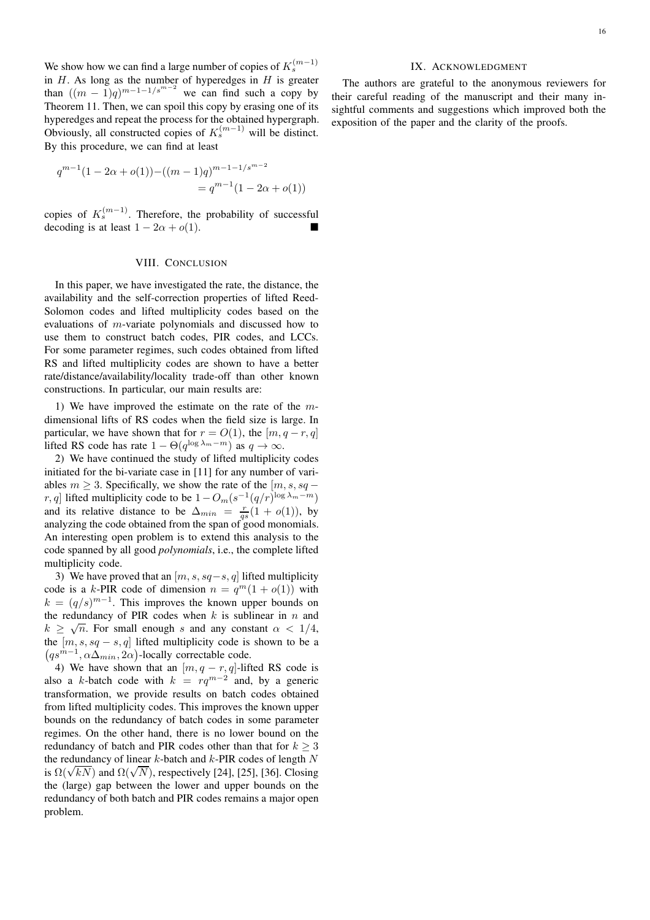We show how we can find a large number of copies of $K_s^{(m-1)}$ in $H$. As long as the number of hyperedges in $H$ is greater than $((m-1)q)^{m-1-1/s^{m-2}}$ we can find such a copy by Theorem 11. Then, we can spoil this copy by erasing one of its hyperedges and repeat the process for the obtained hypergraph. Obviously, all constructed copies of $K_s^{(m-1)}$ will be distinct. By this procedure, we can find at least

$$q^{m-1}(1-2\alpha+o(1)) - ((m-1)q)^{m-1-1/s^{m-2}} = q^{m-1}(1-2\alpha+o(1))$$

copies of $K_s^{(m-1)}$. Therefore, the probability of successful decoding is at least $1-2\alpha+o(1)$. ■

## VIII. Conclusion

In this paper, we have investigated the rate, the distance, the availability and the self-correction properties of lifted Reed-Solomon codes and lifted multiplicity codes based on the evaluations of $m$-variate polynomials and discussed how to use them to construct batch codes, PIR codes, and LCCs. For some parameter regimes, such codes obtained from lifted RS and lifted multiplicity codes are shown to have a better rate/distance/availability/locality trade-off than other known constructions. In particular, our main results are:

1) We have improved the estimate on the rate of the $m$-dimensional lifts of RS codes when the field size is large. In particular, we have shown that for $r = O(1)$, the $[m, q-r, q]$ lifted RS code has rate $1 - \Theta(q^{\log \lambda_m - m})$ as $q \to \infty$.

2) We have continued the study of lifted multiplicity codes initiated for the bi-variate case in [11] for any number of variables $m \geq 3$. Specifically, we show the rate of the $[m, s, sq-r, q]$ lifted multiplicity code to be $1 - O_m(s^{-1}(q/r)^{\log \lambda_m - m})$ and its relative distance to be $\Delta_{min} = \frac{r}{qs}(1+o(1))$, by analyzing the code obtained from the span of good monomials. An interesting open problem is to extend this analysis to the code spanned by all good *polynomials*, i.e., the complete lifted multiplicity code.

3) We have proved that an $[m, s, sq-s, q]$ lifted multiplicity code is a $k$-PIR code of dimension $n = q^m(1+o(1))$ with $k = (q/s)^{m-1}$. This improves the known upper bounds on the redundancy of PIR codes when $k$ is sublinear in $n$ and $k \geq \sqrt{n}$. For small enough $s$ and any constant $\alpha < 1/4$, the $[m, s, sq-s, q]$ lifted multiplicity code is shown to be a $\left(qs^{m-1}, \alpha\Delta_{min}, 2\alpha\right)$-locally correctable code.

4) We have shown that an $[m, q-r, q]$-lifted RS code is also a $k$-batch code with $k = rq^{m-2}$ and, by a generic transformation, we provide results on batch codes obtained from lifted multiplicity codes. This improves the known upper bounds on the redundancy of batch codes in some parameter regimes. On the other hand, there is no lower bound on the redundancy of batch and PIR codes other than that for $k \geq 3$ the redundancy of linear $k$-batch and $k$-PIR codes of length $N$ is $\Omega(\sqrt{kN})$ and $\Omega(\sqrt{N})$, respectively [24], [25], [36]. Closing the (large) gap between the lower and upper bounds on the redundancy of both batch and PIR codes remains a major open problem.

## IX. Acknowledgment

The authors are grateful to the anonymous reviewers for their careful reading of the manuscript and their many insightful comments and suggestions which improved both the exposition of the paper and the clarity of the proofs.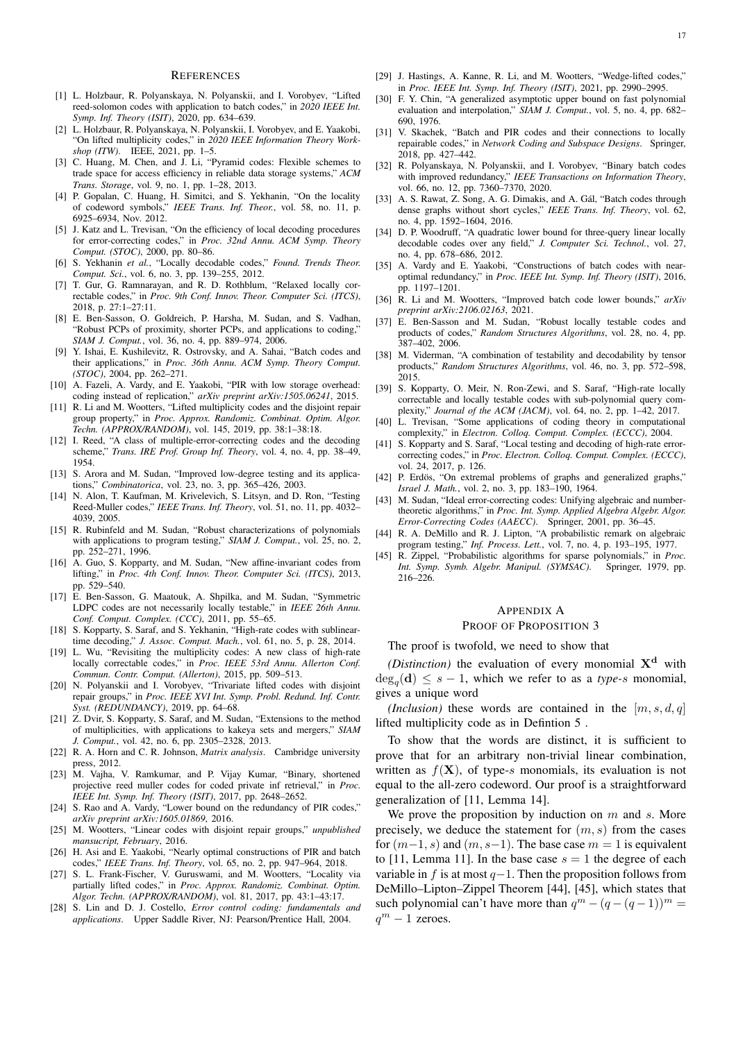## References

[1] L. Holzbaur, R. Polyanskaya, N. Polyanskii, and I. Vorobyev, "Lifted reed-solomon codes with application to batch codes," in *2020 IEEE Int. Symp. Inf. Theory (ISIT)*, 2020, pp. 634–639.

[2] L. Holzbaur, R. Polyanskaya, N. Polyanskii, I. Vorobyev, and E. Yaakobi, "On lifted multiplicity codes," in *2020 IEEE Information Theory Workshop (ITW)*. IEEE, 2021, pp. 1–5.

[3] C. Huang, M. Chen, and J. Li, "Pyramid codes: Flexible schemes to trade space for access efficiency in reliable data storage systems," *ACM Trans. Storage*, vol. 9, no. 1, pp. 1–28, 2013.

[4] P. Gopalan, C. Huang, H. Simitci, and S. Yekhanin, "On the locality of codeword symbols," *IEEE Trans. Inf. Theor.*, vol. 58, no. 11, p. 6925–6934, Nov. 2012.

[5] J. Katz and L. Trevisan, "On the efficiency of local decoding procedures for error-correcting codes," in *Proc. 32nd Annu. ACM Symp. Theory Comput. (STOC)*, 2000, pp. 80–86.

[6] S. Yekhanin *et al.*, "Locally decodable codes," *Found. Trends Theor. Comput. Sci.*, vol. 6, no. 3, pp. 139–255, 2012.

[7] T. Gur, G. Ramnarayan, and R. D. Rothblum, "Relaxed locally correctable codes," in *Proc. 9th Conf. Innov. Theor. Computer Sci. (ITCS)*, 2018, p. 27:1–27:11.

[8] E. Ben-Sasson, O. Goldreich, P. Harsha, M. Sudan, and S. Vadhan, "Robust PCPs of proximity, shorter PCPs, and applications to coding," *SIAM J. Comput.*, vol. 36, no. 4, pp. 889–974, 2006.

[9] Y. Ishai, E. Kushilevitz, R. Ostrovsky, and A. Sahai, "Batch codes and their applications," in *Proc. 36th Annu. ACM Symp. Theory Comput. (STOC)*, 2004, pp. 262–271.

[10] A. Fazeli, A. Vardy, and E. Yaakobi, "PIR with low storage overhead: coding instead of replication," *arXiv preprint arXiv:1505.06241*, 2015.

[11] R. Li and M. Wootters, "Lifted multiplicity codes and the disjoint repair group property," in *Proc. Approx. Randomiz. Combinat. Optim. Algor. Techn. (APPROX/RANDOM)*, vol. 145, 2019, pp. 38:1–38:18.

[12] I. Reed, "A class of multiple-error-correcting codes and the decoding scheme," *Trans. IRE Prof. Group Inf. Theory*, vol. 4, no. 4, pp. 38–49, 1954.

[13] S. Arora and M. Sudan, "Improved low-degree testing and its applications," *Combinatorica*, vol. 23, no. 3, pp. 365–426, 2003.

[14] N. Alon, T. Kaufman, M. Krivelevich, S. Litsyn, and D. Ron, "Testing Reed-Muller codes," *IEEE Trans. Inf. Theory*, vol. 51, no. 11, pp. 4032–4039, 2005.

[15] R. Rubinfeld and M. Sudan, "Robust characterizations of polynomials with applications to program testing," *SIAM J. Comput.*, vol. 25, no. 2, pp. 252–271, 1996.

[16] A. Guo, S. Kopparty, and M. Sudan, "New affine-invariant codes from lifting," in *Proc. 4th Conf. Innov. Theor. Computer Sci. (ITCS)*, 2013, pp. 529–540.

[17] E. Ben-Sasson, G. Maatouk, A. Shpilka, and M. Sudan, "Symmetric LDPC codes are not necessarily locally testable," in *IEEE 26th Annu. Conf. Comput. Complex. (CCC)*, 2011, pp. 55–65.

[18] S. Kopparty, S. Saraf, and S. Yekhanin, "High-rate codes with sublinear-time decoding," *J. Assoc. Comput. Mach.*, vol. 61, no. 5, p. 28, 2014.

[19] L. Wu, "Revisiting the multiplicity codes: A new class of high-rate locally correctable codes," in *Proc. IEEE 53rd Annu. Allerton Conf. Commun. Contr. Comput. (Allerton)*, 2015, pp. 509–513.

[20] N. Polyanskii and I. Vorobyev, "Trivariate lifted codes with disjoint repair groups," in *Proc. IEEE XVI Int. Symp. Probl. Redund. Inf. Contr. Syst. (REDUNDANCY)*, 2019, pp. 64–68.

[21] Z. Dvir, S. Kopparty, S. Saraf, and M. Sudan, "Extensions to the method of multiplicities, with applications to kakeya sets and mergers," *SIAM J. Comput.*, vol. 42, no. 6, pp. 2305–2328, 2013.

[22] R. A. Horn and C. R. Johnson, *Matrix analysis*. Cambridge university press, 2012.

[23] M. Vajha, V. Ramkumar, and P. Vijay Kumar, "Binary, shortened projective reed muller codes for coded private inf retrieval," in *Proc. IEEE Int. Symp. Inf. Theory (ISIT)*, 2017, pp. 2648–2652.

[24] S. Rao and A. Vardy, "Lower bound on the redundancy of PIR codes," *arXiv preprint arXiv:1605.01869*, 2016.

[25] M. Wootters, "Linear codes with disjoint repair groups," *unpublished mansucript, February*, 2016.

[26] H. Asi and E. Yaakobi, "Nearly optimal constructions of PIR and batch codes," *IEEE Trans. Inf. Theory*, vol. 65, no. 2, pp. 947–964, 2018.

[27] S. L. Frank-Fischer, V. Guruswami, and M. Wootters, "Locality via partially lifted codes," in *Proc. Approx. Randomiz. Combinat. Optim. Algor. Techn. (APPROX/RANDOM)*, vol. 81, 2017, pp. 43:1–43:17.

[28] S. Lin and D. J. Costello, *Error control coding: fundamentals and applications*. Upper Saddle River, NJ: Pearson/Prentice Hall, 2004.

[29] J. Hastings, A. Kanne, R. Li, and M. Wootters, "Wedge-lifted codes," in *Proc. IEEE Int. Symp. Inf. Theory (ISIT)*, 2021, pp. 2990–2995.

[30] F. Y. Chin, "A generalized asymptotic upper bound on fast polynomial evaluation and interpolation," *SIAM J. Comput.*, vol. 5, no. 4, pp. 682–690, 1976.

[31] V. Skachek, "Batch and PIR codes and their connections to locally repairable codes," in *Network Coding and Subspace Designs*. Springer, 2018, pp. 427–442.

[32] R. Polyanskaya, N. Polyanskii, and I. Vorobyev, "Binary batch codes with improved redundancy," *IEEE Transactions on Information Theory*, vol. 66, no. 12, pp. 7360–7370, 2020.

[33] A. S. Rawat, Z. Song, A. G. Dimakis, and A. Gál, "Batch codes through dense graphs without short cycles," *IEEE Trans. Inf. Theory*, vol. 62, no. 4, pp. 1592–1604, 2016.

[34] D. P. Woodruff, "A quadratic lower bound for three-query linear locally decodable codes over any field," *J. Computer Sci. Technol.*, vol. 27, no. 4, pp. 678–686, 2012.

[35] A. Vardy and E. Yaakobi, "Constructions of batch codes with near-optimal redundancy," in *Proc. IEEE Int. Symp. Inf. Theory (ISIT)*, 2016, pp. 1197–1201.

[36] R. Li and M. Wootters, "Improved batch code lower bounds," *arXiv preprint arXiv:2106.02163*, 2021.

[37] E. Ben-Sasson and M. Sudan, "Robust locally testable codes and products of codes," *Random Structures Algorithms*, vol. 28, no. 4, pp. 387–402, 2006.

[38] M. Viderman, "A combination of testability and decodability by tensor products," *Random Structures Algorithms*, vol. 46, no. 3, pp. 572–598, 2015.

[39] S. Kopparty, O. Meir, N. Ron-Zewi, and S. Saraf, "High-rate locally correctable and locally testable codes with sub-polynomial query complexity," *Journal of the ACM (JACM)*, vol. 64, no. 2, pp. 1–42, 2017.

[40] L. Trevisan, "Some applications of coding theory in computational complexity," in *Electron. Colloq. Comput. Complex. (ECCC)*, 2004.

[41] S. Kopparty and S. Saraf, "Local testing and decoding of high-rate error-correcting codes," in *Proc. Electron. Colloq. Comput. Complex. (ECCC)*, vol. 24, 2017, p. 126.

[42] P. Erdös, "On extremal problems of graphs and generalized graphs," *Israel J. Math.*, vol. 2, no. 3, pp. 183–190, 1964.

[43] M. Sudan, "Ideal error-correcting codes: Unifying algebraic and number-theoretic algorithms," in *Proc. Int. Symp. Applied Algebra Algebr. Algor. Error-Correcting Codes (AAECC)*. Springer, 2001, pp. 36–45.

[44] R. A. DeMillo and R. J. Lipton, "A probabilistic remark on algebraic program testing," *Inf. Process. Lett.*, vol. 7, no. 4, p. 193–195, 1977.

[45] R. Zippel, "Probabilistic algorithms for sparse polynomials," in *Proc. Int. Symp. Symb. Algebr. Manipul. (SYMSAC)*. Springer, 1979, pp. 216–226.

## Appendix A
### Proof of Proposition 3

The proof is twofold, we need to show that

*(Distinction)* the evaluation of every monomial $\mathbf{X}^{\mathbf{d}}$ with $\deg_q(\mathbf{d}) \leq s-1$, which we refer to as a *type-$s$* monomial, gives a unique word

*(Inclusion)* these words are contained in the $[m, s, d, q]$ lifted multiplicity code as in Defintion 5 .

To show that the words are distinct, it is sufficient to prove that for an arbitrary non-trivial linear combination, written as $f(\mathbf{X})$, of type-$s$ monomials, its evaluation is not equal to the all-zero codeword. Our proof is a straightforward generalization of [11, Lemma 14].

We prove the proposition by induction on $m$ and $s$. More precisely, we deduce the statement for $(m, s)$ from the cases for $(m-1, s)$ and $(m, s-1)$. The base case $m = 1$ is equivalent to [11, Lemma 11]. In the base case $s = 1$ the degree of each variable in $f$ is at most $q-1$. Then the proposition follows from DeMillo–Lipton–Zippel Theorem [44], [45], which states that such polynomial can't have more than $q^m - (q-(q-1))^m = q^m - 1$ zeroes.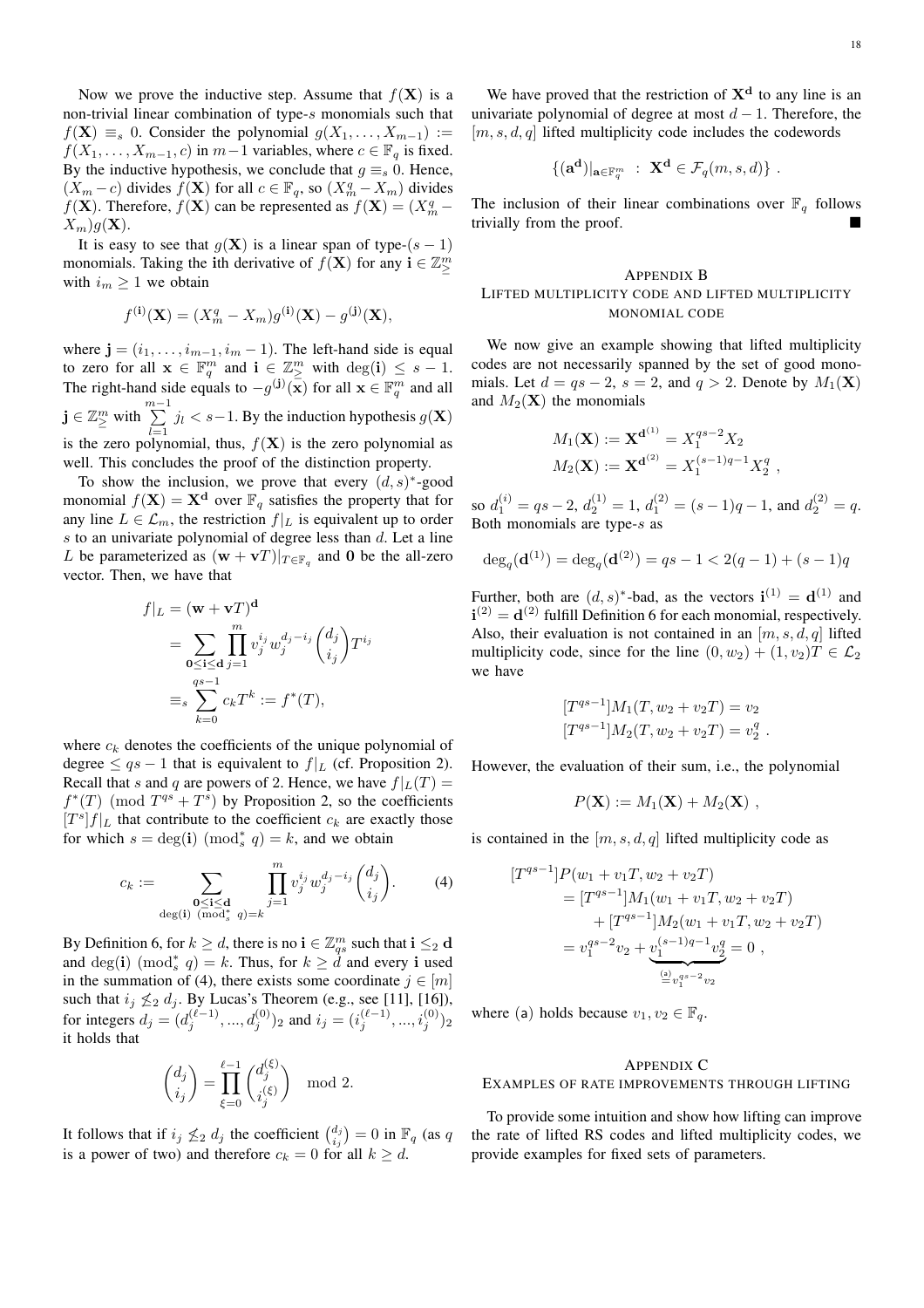Now we prove the inductive step. Assume that $f(\mathbf{X})$ is a non-trivial linear combination of type-$s$ monomials such that $f(\mathbf{X}) \equiv_s 0$. Consider the polynomial $g(X_1, \ldots, X_{m-1}) := f(X_1, \ldots, X_{m-1}, c)$ in $m-1$ variables, where $c \in \mathbb{F}_q$ is fixed. By the inductive hypothesis, we conclude that $g \equiv_s 0$. Hence, $(X_m - c)$ divides $f(\mathbf{X})$ for all $c \in \mathbb{F}_q$, so $(X_m^q - X_m)$ divides $f(\mathbf{X})$. Therefore, $f(\mathbf{X})$ can be represented as $f(\mathbf{X}) = (X_m^q - X_m)g(\mathbf{X})$.

It is easy to see that $g(\mathbf{X})$ is a linear span of type-$(s-1)$ monomials. Taking the $\mathbf{i}$th derivative of $f(\mathbf{X})$ for any $\mathbf{i} \in \mathbb{Z}_{\geq}^m$ with $i_m \geq 1$ we obtain

$$f^{(\mathbf{i})}(\mathbf{X}) = (X_m^q - X_m)g^{(\mathbf{i})}(\mathbf{X}) - g^{(\mathbf{j})}(\mathbf{X}),$$

where $\mathbf{j} = (i_1, \ldots, i_{m-1}, i_m - 1)$. The left-hand side is equal to zero for all $\mathbf{x} \in \mathbb{F}_q^m$ and $\mathbf{i} \in \mathbb{Z}_{\geq}^m$ with $\deg(\mathbf{i}) \leq s-1$. The right-hand side equals to $-g^{(\mathbf{j})}(\mathbf{x})$ for all $\mathbf{x} \in \mathbb{F}_q^m$ and all $\mathbf{j} \in \mathbb{Z}_{\geq}^m$ with $\sum_{l=1}^{m-1} j_l < s-1$. By the induction hypothesis $g(\mathbf{X})$ is the zero polynomial, thus, $f(\mathbf{X})$ is the zero polynomial as well. This concludes the proof of the distinction property.

To show the inclusion, we prove that every $(d,s)^*$-good monomial $f(\mathbf{X}) = \mathbf{X}^{\mathbf{d}}$ over $\mathbb{F}_q$ satisfies the property that for any line $L \in \mathcal{L}_m$, the restriction $f|_L$ is equivalent up to order $s$ to an univariate polynomial of degree less than $d$. Let a line $L$ be parameterized as $(\mathbf{w} + \mathbf{v}T)|_{T \in \mathbb{F}_q}$ and $\mathbf{0}$ be the all-zero vector. Then, we have that

$$\begin{aligned}
f|_L &= (\mathbf{w} + \mathbf{v}T)^{\mathbf{d}} \\
&= \sum_{\mathbf{0} \leq \mathbf{i} \leq \mathbf{d}} \prod_{j=1}^{m} v_j^{i_j} w_j^{d_j - i_j} \binom{d_j}{i_j} T^{i_j} \\
&\equiv_s \sum_{k=0}^{qs-1} c_k T^k := f^*(T),
\end{aligned}$$

where $c_k$ denotes the coefficients of the unique polynomial of degree $\leq qs-1$ that is equivalent to $f|_L$ (cf. Proposition 2). Recall that $s$ and $q$ are powers of 2. Hence, we have $f|_L(T) = f^*(T) \pmod{T^{qs} + T^s}$ by Proposition 2, so the coefficients $[T^s]f|_L$ that contribute to the coefficient $c_k$ are exactly those for which $s = \deg(\mathbf{i}) \pmod{{}^*_s\ q} = k$, and we obtain

$$c_k := \sum_{\substack{\mathbf{0} \leq \mathbf{i} \leq \mathbf{d} \\ \deg(\mathbf{i}) \pmod{{}^*_s\ q} = k}} \prod_{j=1}^{m} v_j^{i_j} w_j^{d_j - i_j} \binom{d_j}{i_j}. \tag{4}$$

By Definition 6, for $k \geq d$, there is no $\mathbf{i} \in \mathbb{Z}_{qs}^m$ such that $\mathbf{i} \leq_2 \mathbf{d}$ and $\deg(\mathbf{i}) \pmod{{}^*_s\ q} = k$. Thus, for $k \geq d$ and every $\mathbf{i}$ used in the summation of (4), there exists some coordinate $j \in [m]$ such that $i_j \not\leq_2 d_j$. By Lucas's Theorem (e.g., see [11], [16]), for integers $d_j = (d_j^{(\ell-1)}, \ldots, d_j^{(0)})_2$ and $i_j = (i_j^{(\ell-1)}, \ldots, i_j^{(0)})_2$ it holds that

$$\binom{d_j}{i_j} = \prod_{\xi=0}^{\ell-1} \binom{d_j^{(\xi)}}{i_j^{(\xi)}} \mod 2.$$

It follows that if $i_j \not\leq_2 d_j$ the coefficient $\binom{d_j}{i_j} = 0$ in $\mathbb{F}_q$ (as $q$ is a power of two) and therefore $c_k = 0$ for all $k \geq d$.

We have proved that the restriction of $\mathbf{X}^{\mathbf{d}}$ to any line is an univariate polynomial of degree at most $d-1$. Therefore, the $[m,s,d,q]$ lifted multiplicity code includes the codewords

$$\{(\mathbf{a}^{\mathbf{d}})|_{\mathbf{a} \in \mathbb{F}_q^m} \ : \ \mathbf{X}^{\mathbf{d}} \in \mathcal{F}_q(m,s,d)\} \ .$$

The inclusion of their linear combinations over $\mathbb{F}_q$ follows trivially from the proof. ■

## Appendix B
## Lifted multiplicity code and lifted multiplicity monomial code

We now give an example showing that lifted multiplicity codes are not necessarily spanned by the set of good monomials. Let $d = qs - 2$, $s = 2$, and $q > 2$. Denote by $M_1(\mathbf{X})$ and $M_2(\mathbf{X})$ the monomials

$$\begin{aligned}
M_1(\mathbf{X}) &:= \mathbf{X}^{\mathbf{d}^{(1)}} = X_1^{qs-2} X_2 \\
M_2(\mathbf{X}) &:= \mathbf{X}^{\mathbf{d}^{(2)}} = X_1^{(s-1)q-1} X_2^q \ ,
\end{aligned}$$

so $d_1^{(i)} = qs - 2$, $d_2^{(1)} = 1$, $d_1^{(2)} = (s-1)q - 1$, and $d_2^{(2)} = q$. Both monomials are type-$s$ as

$$\deg_q(\mathbf{d}^{(1)}) = \deg_q(\mathbf{d}^{(2)}) = qs - 1 < 2(q-1) + (s-1)q$$

Further, both are $(d,s)^*$-bad, as the vectors $\mathbf{i}^{(1)} = \mathbf{d}^{(1)}$ and $\mathbf{i}^{(2)} = \mathbf{d}^{(2)}$ fulfill Definition 6 for each monomial, respectively. Also, their evaluation is not contained in an $[m,s,d,q]$ lifted multiplicity code, since for the line $(0, w_2) + (1, v_2)T \in \mathcal{L}_2$ we have

$$\begin{aligned}
[T^{qs-1}]M_1(T, w_2 + v_2 T) &= v_2 \\
[T^{qs-1}]M_2(T, w_2 + v_2 T) &= v_2^q \ .
\end{aligned}$$

However, the evaluation of their sum, i.e., the polynomial

$$P(\mathbf{X}) := M_1(\mathbf{X}) + M_2(\mathbf{X}) \ ,$$

is contained in the $[m,s,d,q]$ lifted multiplicity code as

$$\begin{aligned}
[T^{qs-1}]&P(w_1 + v_1 T, w_2 + v_2 T) \\
&= [T^{qs-1}]M_1(w_1 + v_1 T, w_2 + v_2 T) \\
&\quad + [T^{qs-1}]M_2(w_1 + v_1 T, w_2 + v_2 T) \\
&= v_1^{qs-2} v_2 + \underbrace{v_1^{(s-1)q-1} v_2^q}_{\overset{(\mathsf{a})}{=} v_1^{qs-2} v_2} = 0 \ ,
\end{aligned}$$

where $(\mathsf{a})$ holds because $v_1, v_2 \in \mathbb{F}_q$.

## Appendix C
## Examples of rate improvements through lifting

To provide some intuition and show how lifting can improve the rate of lifted RS codes and lifted multiplicity codes, we provide examples for fixed sets of parameters.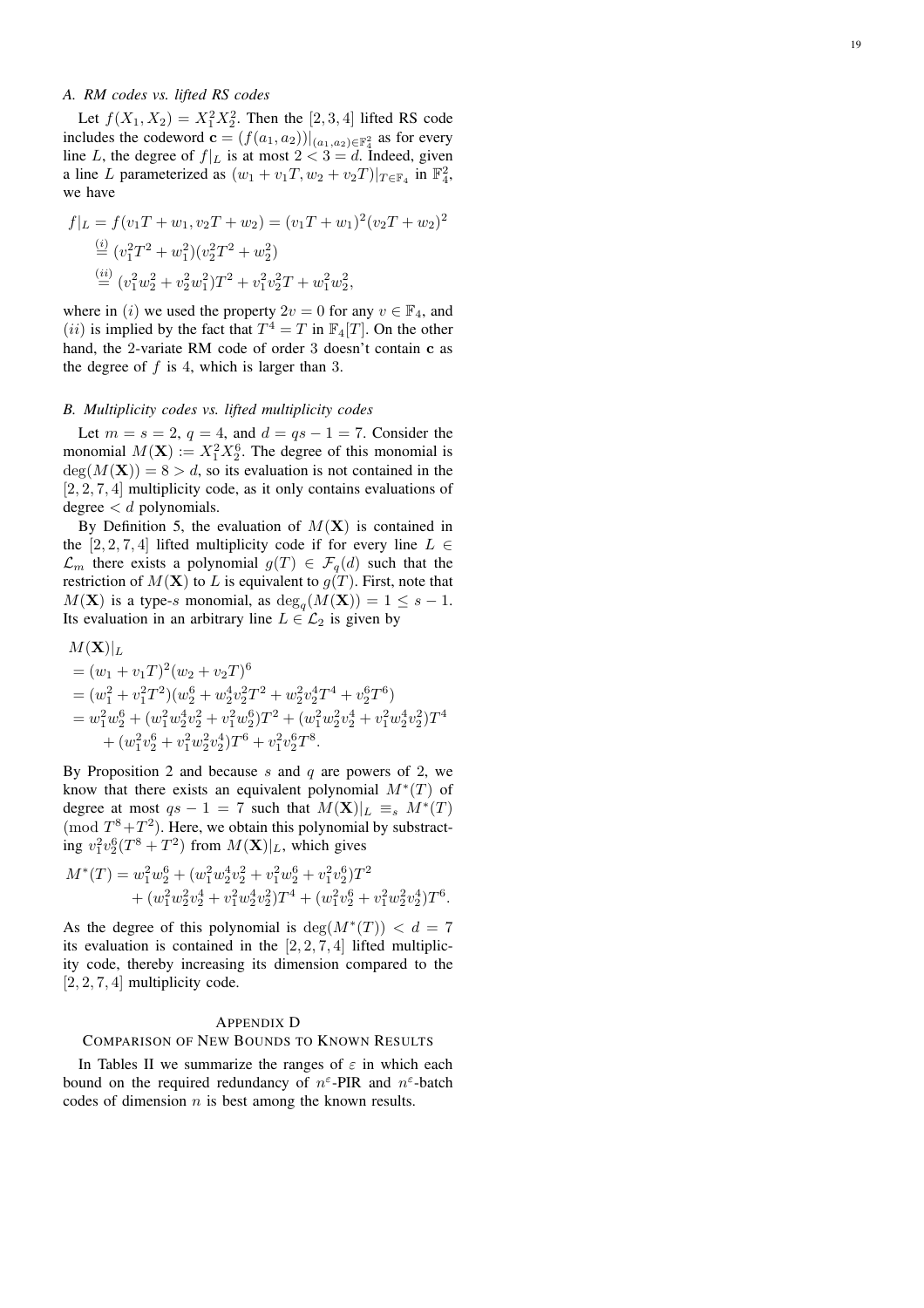### A. RM codes vs. lifted RS codes

Let $f(X_1, X_2) = X_1^2 X_2^2$. Then the $[2, 3, 4]$ lifted RS code includes the codeword $\mathbf{c} = (f(a_1, a_2))|_{(a_1,a_2)\in\mathbb{F}_4^2}$ as for every line $L$, the degree of $f|_L$ is at most $2 < 3 = d$. Indeed, given a line $L$ parameterized as $(w_1 + v_1 T, w_2 + v_2 T)|_{T\in\mathbb{F}_4}$ in $\mathbb{F}_4^2$, we have

$$
\begin{aligned}
f|_L &= f(v_1 T + w_1, v_2 T + w_2) = (v_1 T + w_1)^2 (v_2 T + w_2)^2 \\
&\overset{(i)}{=} (v_1^2 T^2 + w_1^2)(v_2^2 T^2 + w_2^2) \\
&\overset{(ii)}{=} (v_1^2 w_2^2 + v_2^2 w_1^2) T^2 + v_1^2 v_2^2 T + w_1^2 w_2^2,
\end{aligned}
$$

where in $(i)$ we used the property $2v = 0$ for any $v \in \mathbb{F}_4$, and $(ii)$ is implied by the fact that $T^4 = T$ in $\mathbb{F}_4[T]$. On the other hand, the 2-variate RM code of order 3 doesn't contain $\mathbf{c}$ as the degree of $f$ is 4, which is larger than 3.

### B. Multiplicity codes vs. lifted multiplicity codes

Let $m = s = 2$, $q = 4$, and $d = qs - 1 = 7$. Consider the monomial $M(\mathbf{X}) := X_1^2 X_2^6$. The degree of this monomial is $\deg(M(\mathbf{X})) = 8 > d$, so its evaluation is not contained in the $[2, 2, 7, 4]$ multiplicity code, as it only contains evaluations of degree $< d$ polynomials.

By Definition 5, the evaluation of $M(\mathbf{X})$ is contained in the $[2, 2, 7, 4]$ lifted multiplicity code if for every line $L \in \mathcal{L}_m$ there exists a polynomial $g(T) \in \mathcal{F}_q(d)$ such that the restriction of $M(\mathbf{X})$ to $L$ is equivalent to $g(T)$. First, note that $M(\mathbf{X})$ is a type-$s$ monomial, as $\deg_q(M(\mathbf{X})) = 1 \le s - 1$. Its evaluation in an arbitrary line $L \in \mathcal{L}_2$ is given by

$$
\begin{aligned}
&M(\mathbf{X})|_L \\
&= (w_1 + v_1 T)^2 (w_2 + v_2 T)^6 \\
&= (w_1^2 + v_1^2 T^2)(w_2^6 + w_2^4 v_2^2 T^2 + w_2^2 v_2^4 T^4 + v_2^6 T^6) \\
&= w_1^2 w_2^6 + (w_1^2 w_2^4 v_2^2 + v_1^2 w_2^6) T^2 + (w_1^2 w_2^2 v_2^4 + v_1^2 w_2^4 v_2^2) T^4 \\
&\quad + (w_1^2 v_2^6 + v_1^2 w_2^2 v_2^4) T^6 + v_1^2 v_2^6 T^8.
\end{aligned}
$$

By Proposition 2 and because $s$ and $q$ are powers of 2, we know that there exists an equivalent polynomial $M^*(T)$ of degree at most $qs - 1 = 7$ such that $M(\mathbf{X})|_L \equiv_s M^*(T) \pmod{T^8 + T^2}$. Here, we obtain this polynomial by substracting $v_1^2 v_2^6 (T^8 + T^2)$ from $M(\mathbf{X})|_L$, which gives

$$
\begin{aligned}
M^*(T) = w_1^2 w_2^6 &+ (w_1^2 w_2^4 v_2^2 + v_1^2 w_2^6 + v_1^2 v_2^6) T^2 \\
&+ (w_1^2 w_2^2 v_2^4 + v_1^2 w_2^4 v_2^2) T^4 + (w_1^2 v_2^6 + v_1^2 w_2^2 v_2^4) T^6.
\end{aligned}
$$

As the degree of this polynomial is $\deg(M^*(T)) < d = 7$ its evaluation is contained in the $[2, 2, 7, 4]$ lifted multiplicity code, thereby increasing its dimension compared to the $[2, 2, 7, 4]$ multiplicity code.

## Appendix D
## Comparison of New Bounds to Known Results

In Tables II we summarize the ranges of $\varepsilon$ in which each bound on the required redundancy of $n^\varepsilon$-PIR and $n^\varepsilon$-batch codes of dimension $n$ is best among the known results.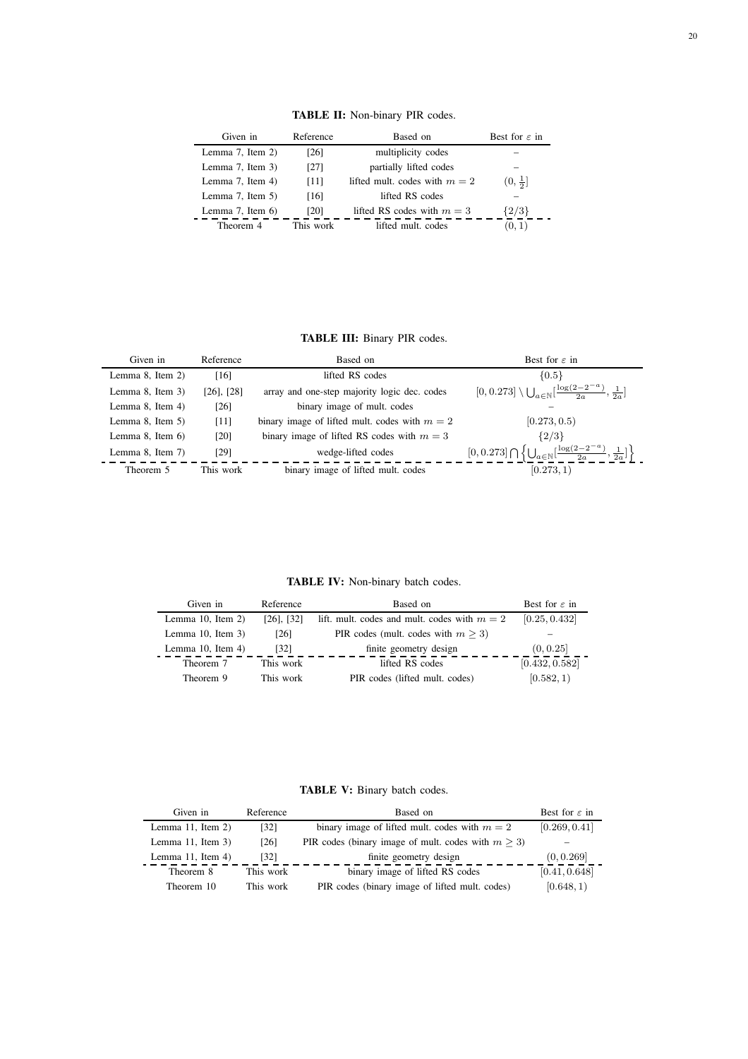**TABLE II:** Non-binary PIR codes.

| Given in | Reference | Based on | Best for $\varepsilon$ in |
|---|---|---|---|
| Lemma 7, Item 2) | [26] | multiplicity codes | – |
| Lemma 7, Item 3) | [27] | partially lifted codes | – |
| Lemma 7, Item 4) | [11] | lifted mult. codes with $m = 2$ | $(0, \frac{1}{2}]$ |
| Lemma 7, Item 5) | [16] | lifted RS codes | – |
| Lemma 7, Item 6) | [20] | lifted RS codes with $m = 3$ | $\{2/3\}$ |
| Theorem 4 | This work | lifted mult. codes | $(0, 1)$ |

**TABLE III:** Binary PIR codes.

| Given in | Reference | Based on | Best for $\varepsilon$ in |
|---|---|---|---|
| Lemma 8, Item 2) | [16] | lifted RS codes | $\{0.5\}$ |
| Lemma 8, Item 3) | [26], [28] | array and one-step majority logic dec. codes | $[0, 0.273] \setminus \bigcup_{a \in \mathbb{N}} [\frac{\log(2-2^{-a})}{2a}, \frac{1}{2a}]$ |
| Lemma 8, Item 4) | [26] | binary image of mult. codes | – |
| Lemma 8, Item 5) | [11] | binary image of lifted mult. codes with $m = 2$ | $[0.273, 0.5)$ |
| Lemma 8, Item 6) | [20] | binary image of lifted RS codes with $m = 3$ | $\{2/3\}$ |
| Lemma 8, Item 7) | [29] | wedge-lifted codes | $[0, 0.273] \bigcap \left\{ \bigcup_{a \in \mathbb{N}} [\frac{\log(2-2^{-a})}{2a}, \frac{1}{2a}] \right\}$ |
| Theorem 5 | This work | binary image of lifted mult. codes | $[0.273, 1)$ |

**TABLE IV:** Non-binary batch codes.

| Given in | Reference | Based on | Best for $\varepsilon$ in |
|---|---|---|---|
| Lemma 10, Item 2) | [26], [32] | lift. mult. codes and mult. codes with $m = 2$ | $[0.25, 0.432]$ |
| Lemma 10, Item 3) | [26] | PIR codes (mult. codes with $m \geq 3$) | – |
| Lemma 10, Item 4) | [32] | finite geometry design | $(0, 0.25]$ |
| Theorem 7 | This work | lifted RS codes | $[0.432, 0.582]$ |
| Theorem 9 | This work | PIR codes (lifted mult. codes) | $[0.582, 1)$ |

**TABLE V:** Binary batch codes.

| Given in | Reference | Based on | Best for $\varepsilon$ in |
|---|---|---|---|
| Lemma 11, Item 2) | [32] | binary image of lifted mult. codes with $m = 2$ | $[0.269, 0.41]$ |
| Lemma 11, Item 3) | [26] | PIR codes (binary image of mult. codes with $m \geq 3$) | – |
| Lemma 11, Item 4) | [32] | finite geometry design | $(0, 0.269]$ |
| Theorem 8 | This work | binary image of lifted RS codes | $[0.41, 0.648]$ |
| Theorem 10 | This work | PIR codes (binary image of lifted mult. codes) | $[0.648, 1)$ |